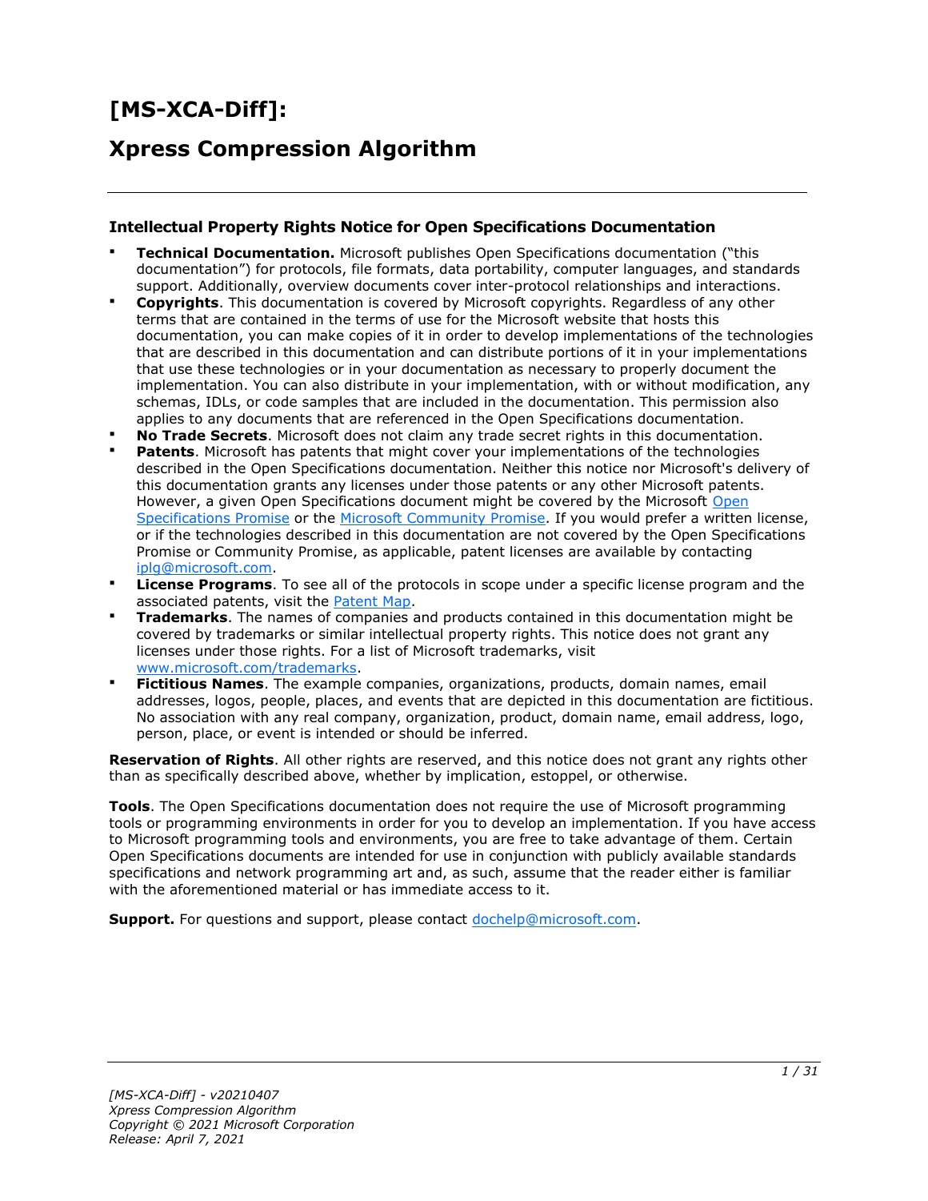# [MS-XCA-Diff]:

# Xpress Compression Algorithm

---

### Intellectual Property Rights Notice for Open Specifications Documentation

- **Technical Documentation.** Microsoft publishes Open Specifications documentation ("this documentation") for protocols, file formats, data portability, computer languages, and standards support. Additionally, overview documents cover inter-protocol relationships and interactions.
- **Copyrights**. This documentation is covered by Microsoft copyrights. Regardless of any other terms that are contained in the terms of use for the Microsoft website that hosts this documentation, you can make copies of it in order to develop implementations of the technologies that are described in this documentation and can distribute portions of it in your implementations that use these technologies or in your documentation as necessary to properly document the implementation. You can also distribute in your implementation, with or without modification, any schemas, IDLs, or code samples that are included in the documentation. This permission also applies to any documents that are referenced in the Open Specifications documentation.
- **No Trade Secrets**. Microsoft does not claim any trade secret rights in this documentation.
- **Patents**. Microsoft has patents that might cover your implementations of the technologies described in the Open Specifications documentation. Neither this notice nor Microsoft's delivery of this documentation grants any licenses under those patents or any other Microsoft patents. However, a given Open Specifications document might be covered by the Microsoft Open Specifications Promise or the Microsoft Community Promise. If you would prefer a written license, or if the technologies described in this documentation are not covered by the Open Specifications Promise or Community Promise, as applicable, patent licenses are available by contacting iplg@microsoft.com.
- **License Programs**. To see all of the protocols in scope under a specific license program and the associated patents, visit the Patent Map.
- **Trademarks**. The names of companies and products contained in this documentation might be covered by trademarks or similar intellectual property rights. This notice does not grant any licenses under those rights. For a list of Microsoft trademarks, visit www.microsoft.com/trademarks.
- **Fictitious Names**. The example companies, organizations, products, domain names, email addresses, logos, people, places, and events that are depicted in this documentation are fictitious. No association with any real company, organization, product, domain name, email address, logo, person, place, or event is intended or should be inferred.

**Reservation of Rights**. All other rights are reserved, and this notice does not grant any rights other than as specifically described above, whether by implication, estoppel, or otherwise.

**Tools**. The Open Specifications documentation does not require the use of Microsoft programming tools or programming environments in order for you to develop an implementation. If you have access to Microsoft programming tools and environments, you are free to take advantage of them. Certain Open Specifications documents are intended for use in conjunction with publicly available standards specifications and network programming art and, as such, assume that the reader either is familiar with the aforementioned material or has immediate access to it.

**Support.** For questions and support, please contact dochelp@microsoft.com.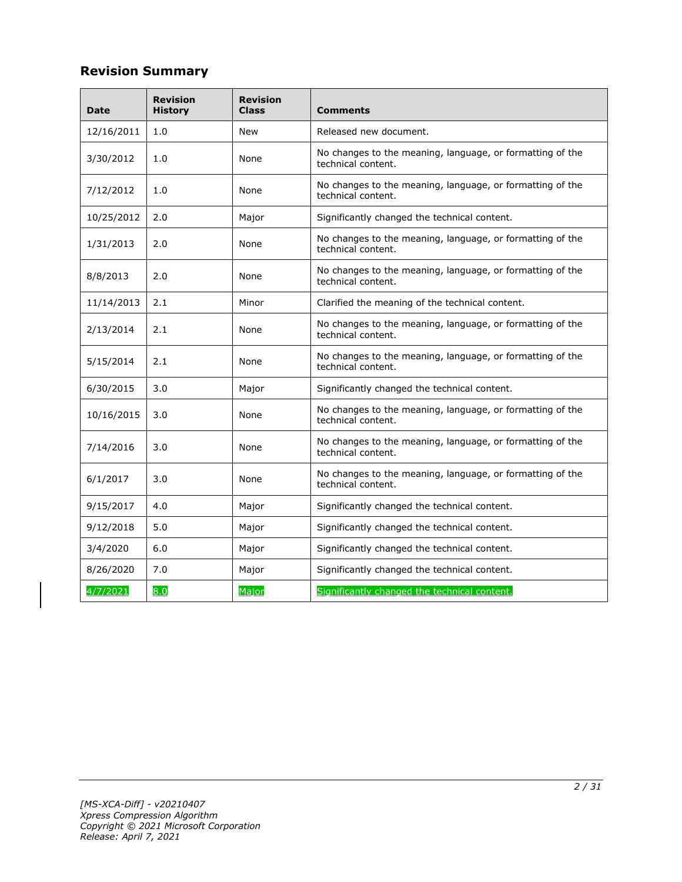## Revision Summary

| Date | Revision History | Revision Class | Comments |
|---|---|---|---|
| 12/16/2011 | 1.0 | New | Released new document. |
| 3/30/2012 | 1.0 | None | No changes to the meaning, language, or formatting of the technical content. |
| 7/12/2012 | 1.0 | None | No changes to the meaning, language, or formatting of the technical content. |
| 10/25/2012 | 2.0 | Major | Significantly changed the technical content. |
| 1/31/2013 | 2.0 | None | No changes to the meaning, language, or formatting of the technical content. |
| 8/8/2013 | 2.0 | None | No changes to the meaning, language, or formatting of the technical content. |
| 11/14/2013 | 2.1 | Minor | Clarified the meaning of the technical content. |
| 2/13/2014 | 2.1 | None | No changes to the meaning, language, or formatting of the technical content. |
| 5/15/2014 | 2.1 | None | No changes to the meaning, language, or formatting of the technical content. |
| 6/30/2015 | 3.0 | Major | Significantly changed the technical content. |
| 10/16/2015 | 3.0 | None | No changes to the meaning, language, or formatting of the technical content. |
| 7/14/2016 | 3.0 | None | No changes to the meaning, language, or formatting of the technical content. |
| 6/1/2017 | 3.0 | None | No changes to the meaning, language, or formatting of the technical content. |
| 9/15/2017 | 4.0 | Major | Significantly changed the technical content. |
| 9/12/2018 | 5.0 | Major | Significantly changed the technical content. |
| 3/4/2020 | 6.0 | Major | Significantly changed the technical content. |
| 8/26/2020 | 7.0 | Major | Significantly changed the technical content. |
| 4/7/2021 | 8.0 | Major | Significantly changed the technical content. |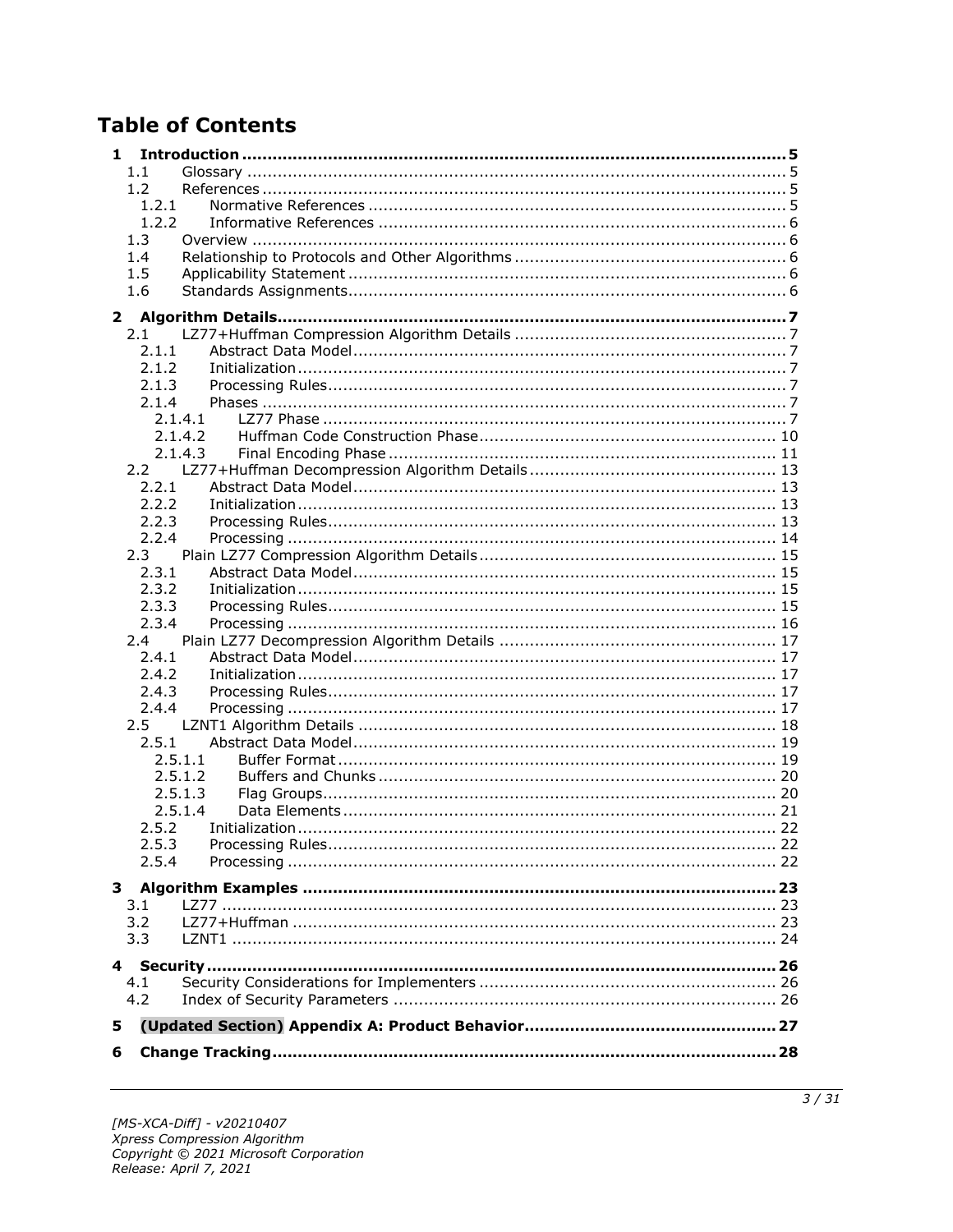# Table of Contents

- **1 Introduction** ..... **5**
  - 1.1 Glossary ..... 5
  - 1.2 References ..... 5
    - 1.2.1 Normative References ..... 5
    - 1.2.2 Informative References ..... 6
  - 1.3 Overview ..... 6
  - 1.4 Relationship to Protocols and Other Algorithms ..... 6
  - 1.5 Applicability Statement ..... 6
  - 1.6 Standards Assignments ..... 6
- **2 Algorithm Details** ..... **7**
  - 2.1 LZ77+Huffman Compression Algorithm Details ..... 7
    - 2.1.1 Abstract Data Model ..... 7
    - 2.1.2 Initialization ..... 7
    - 2.1.3 Processing Rules ..... 7
    - 2.1.4 Phases ..... 7
      - 2.1.4.1 LZ77 Phase ..... 7
      - 2.1.4.2 Huffman Code Construction Phase ..... 10
      - 2.1.4.3 Final Encoding Phase ..... 11
  - 2.2 LZ77+Huffman Decompression Algorithm Details ..... 13
    - 2.2.1 Abstract Data Model ..... 13
    - 2.2.2 Initialization ..... 13
    - 2.2.3 Processing Rules ..... 13
    - 2.2.4 Processing ..... 14
  - 2.3 Plain LZ77 Compression Algorithm Details ..... 15
    - 2.3.1 Abstract Data Model ..... 15
    - 2.3.2 Initialization ..... 15
    - 2.3.3 Processing Rules ..... 15
    - 2.3.4 Processing ..... 16
  - 2.4 Plain LZ77 Decompression Algorithm Details ..... 17
    - 2.4.1 Abstract Data Model ..... 17
    - 2.4.2 Initialization ..... 17
    - 2.4.3 Processing Rules ..... 17
    - 2.4.4 Processing ..... 17
  - 2.5 LZNT1 Algorithm Details ..... 18
    - 2.5.1 Abstract Data Model ..... 19
      - 2.5.1.1 Buffer Format ..... 19
      - 2.5.1.2 Buffers and Chunks ..... 20
      - 2.5.1.3 Flag Groups ..... 20
      - 2.5.1.4 Data Elements ..... 21
    - 2.5.2 Initialization ..... 22
    - 2.5.3 Processing Rules ..... 22
    - 2.5.4 Processing ..... 22
- **3 Algorithm Examples** ..... **23**
  - 3.1 LZ77 ..... 23
  - 3.2 LZ77+Huffman ..... 23
  - 3.3 LZNT1 ..... 24
- **4 Security** ..... **26**
  - 4.1 Security Considerations for Implementers ..... 26
  - 4.2 Index of Security Parameters ..... 26
- **5 (Updated Section) Appendix A: Product Behavior** ..... **27**
- **6 Change Tracking** ..... **28**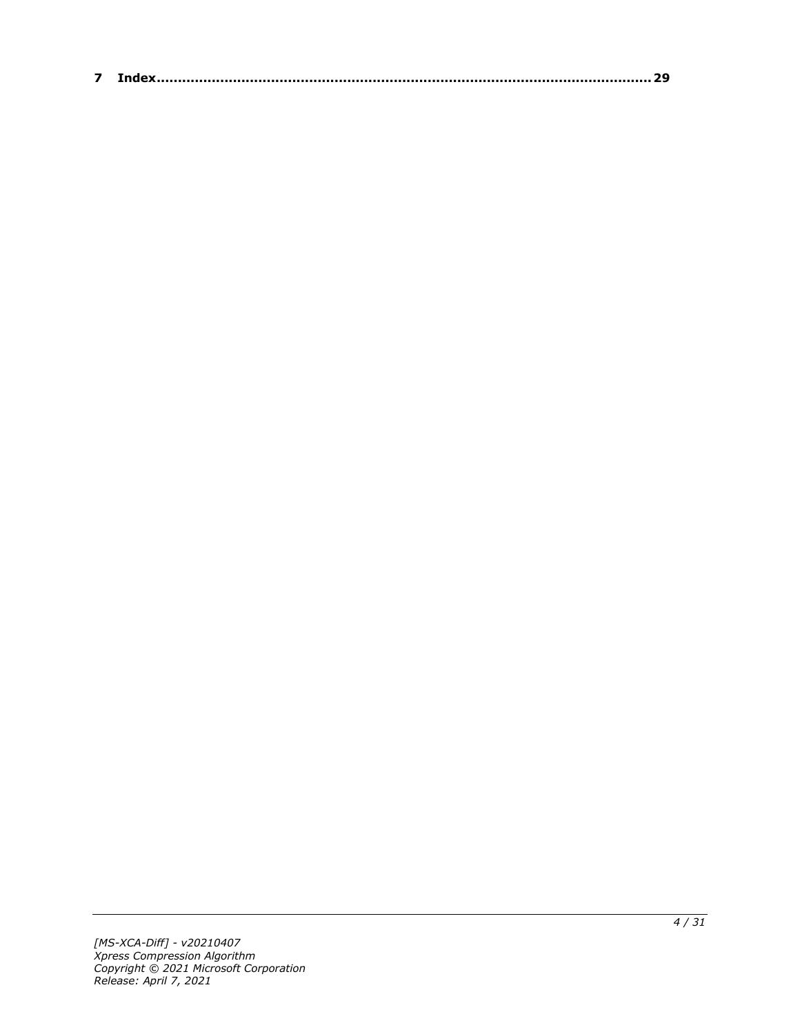**7 Index.................................................................................................................29**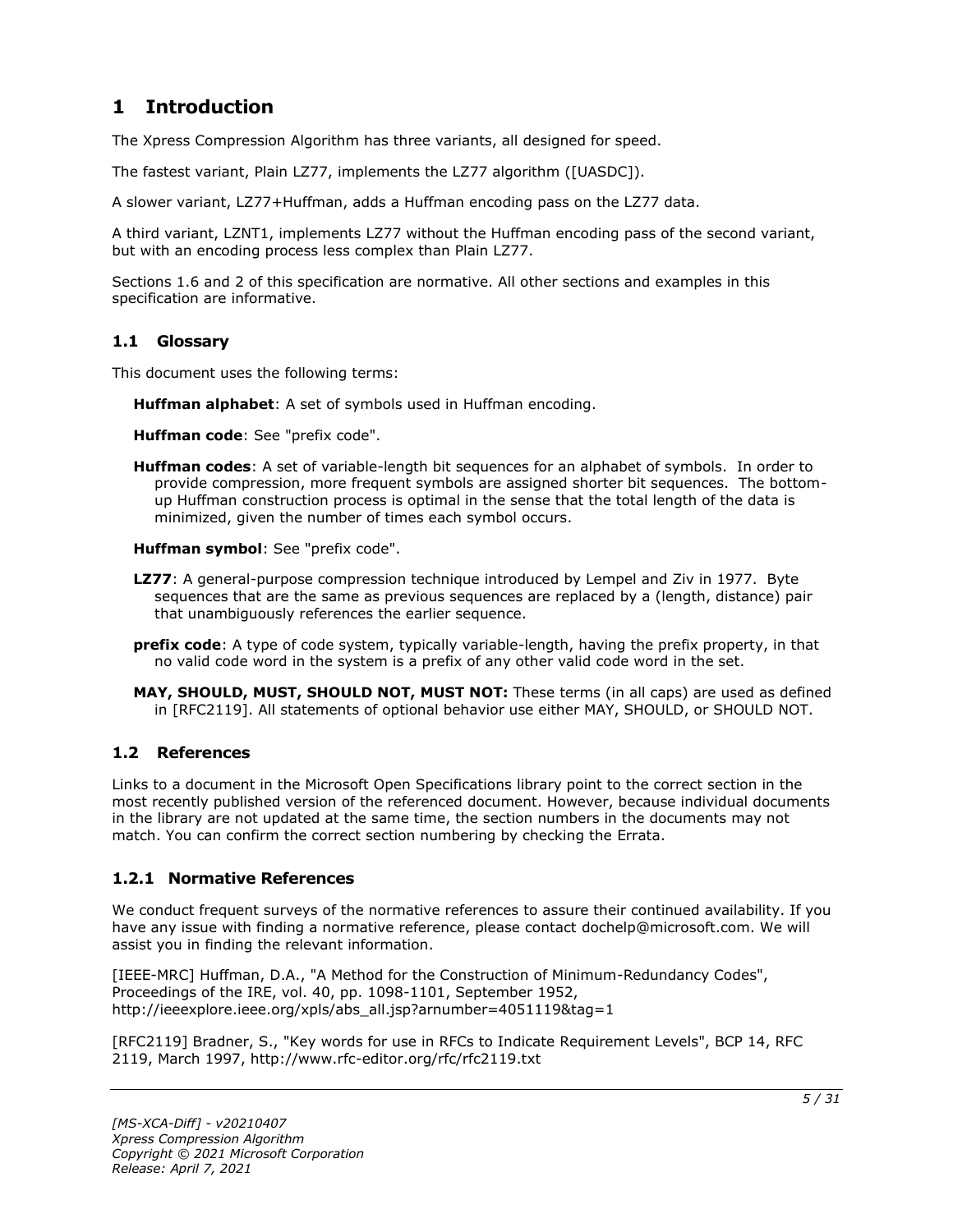# 1 Introduction

The Xpress Compression Algorithm has three variants, all designed for speed.

The fastest variant, Plain LZ77, implements the LZ77 algorithm ([UASDC]).

A slower variant, LZ77+Huffman, adds a Huffman encoding pass on the LZ77 data.

A third variant, LZNT1, implements LZ77 without the Huffman encoding pass of the second variant, but with an encoding process less complex than Plain LZ77.

Sections 1.6 and 2 of this specification are normative. All other sections and examples in this specification are informative.

## 1.1 Glossary

This document uses the following terms:

**Huffman alphabet**: A set of symbols used in Huffman encoding.

**Huffman code**: See "prefix code".

**Huffman codes**: A set of variable-length bit sequences for an alphabet of symbols. In order to provide compression, more frequent symbols are assigned shorter bit sequences. The bottom-up Huffman construction process is optimal in the sense that the total length of the data is minimized, given the number of times each symbol occurs.

**Huffman symbol**: See "prefix code".

**LZ77**: A general-purpose compression technique introduced by Lempel and Ziv in 1977. Byte sequences that are the same as previous sequences are replaced by a (length, distance) pair that unambiguously references the earlier sequence.

**prefix code**: A type of code system, typically variable-length, having the prefix property, in that no valid code word in the system is a prefix of any other valid code word in the set.

**MAY, SHOULD, MUST, SHOULD NOT, MUST NOT:** These terms (in all caps) are used as defined in [RFC2119]. All statements of optional behavior use either MAY, SHOULD, or SHOULD NOT.

## 1.2 References

Links to a document in the Microsoft Open Specifications library point to the correct section in the most recently published version of the referenced document. However, because individual documents in the library are not updated at the same time, the section numbers in the documents may not match. You can confirm the correct section numbering by checking the Errata.

### 1.2.1 Normative References

We conduct frequent surveys of the normative references to assure their continued availability. If you have any issue with finding a normative reference, please contact dochelp@microsoft.com. We will assist you in finding the relevant information.

[IEEE-MRC] Huffman, D.A., "A Method for the Construction of Minimum-Redundancy Codes", Proceedings of the IRE, vol. 40, pp. 1098-1101, September 1952, http://ieeexplore.ieee.org/xpls/abs_all.jsp?arnumber=4051119&tag=1

[RFC2119] Bradner, S., "Key words for use in RFCs to Indicate Requirement Levels", BCP 14, RFC 2119, March 1997, http://www.rfc-editor.org/rfc/rfc2119.txt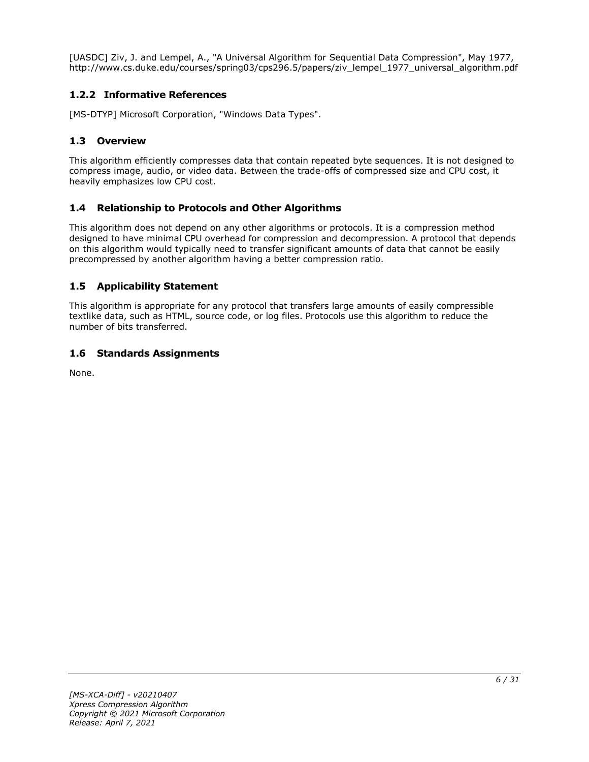[UASDC] Ziv, J. and Lempel, A., "A Universal Algorithm for Sequential Data Compression", May 1977, http://www.cs.duke.edu/courses/spring03/cps296.5/papers/ziv_lempel_1977_universal_algorithm.pdf

### 1.2.2 Informative References

[MS-DTYP] Microsoft Corporation, "Windows Data Types".

## 1.3 Overview

This algorithm efficiently compresses data that contain repeated byte sequences. It is not designed to compress image, audio, or video data. Between the trade-offs of compressed size and CPU cost, it heavily emphasizes low CPU cost.

## 1.4 Relationship to Protocols and Other Algorithms

This algorithm does not depend on any other algorithms or protocols. It is a compression method designed to have minimal CPU overhead for compression and decompression. A protocol that depends on this algorithm would typically need to transfer significant amounts of data that cannot be easily precompressed by another algorithm having a better compression ratio.

## 1.5 Applicability Statement

This algorithm is appropriate for any protocol that transfers large amounts of easily compressible textlike data, such as HTML, source code, or log files. Protocols use this algorithm to reduce the number of bits transferred.

## 1.6 Standards Assignments

None.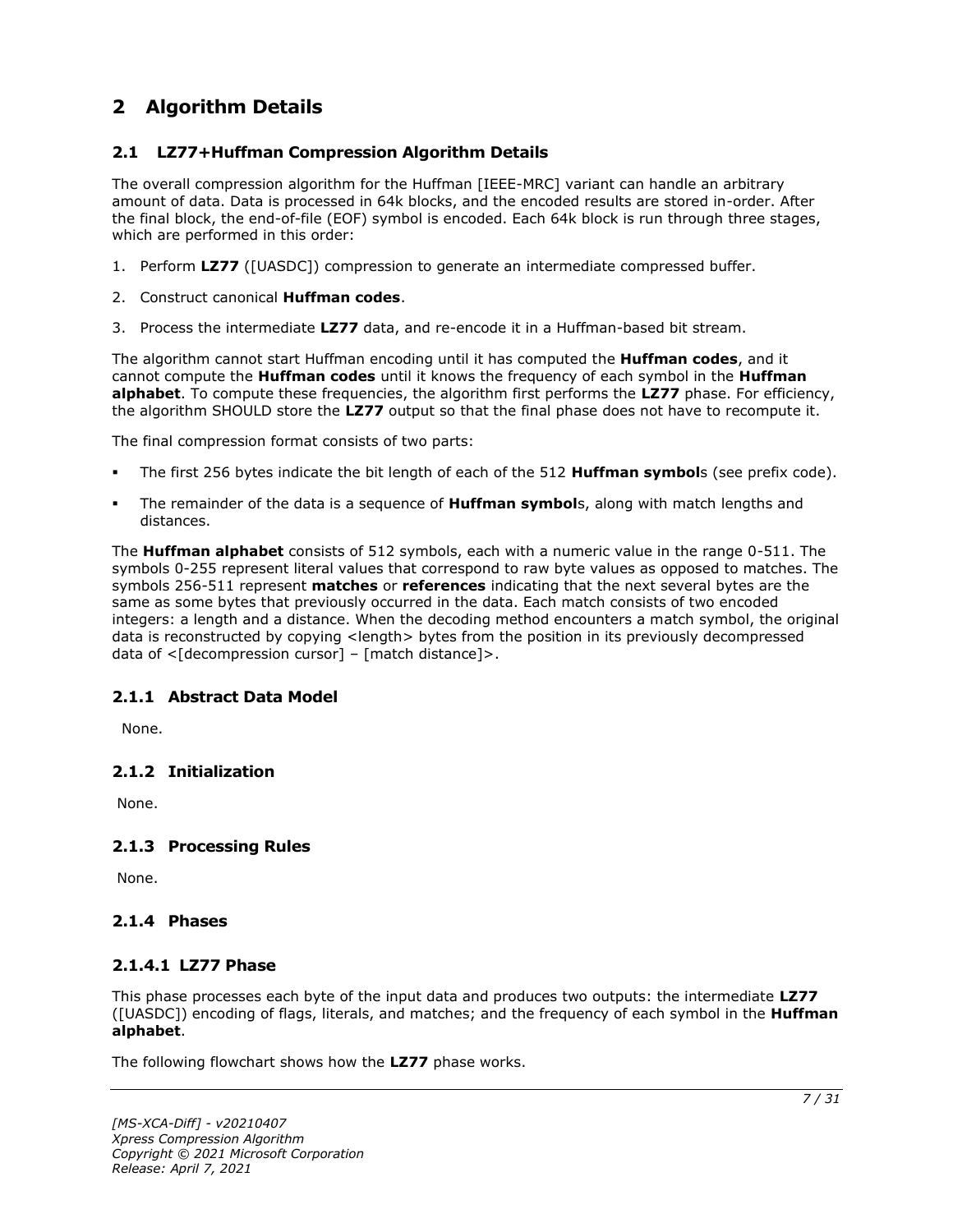# 2 Algorithm Details

## 2.1 LZ77+Huffman Compression Algorithm Details

The overall compression algorithm for the Huffman [IEEE-MRC] variant can handle an arbitrary amount of data. Data is processed in 64k blocks, and the encoded results are stored in-order. After the final block, the end-of-file (EOF) symbol is encoded. Each 64k block is run through three stages, which are performed in this order:

1. Perform **LZ77** ([UASDC]) compression to generate an intermediate compressed buffer.
2. Construct canonical **Huffman codes**.
3. Process the intermediate **LZ77** data, and re-encode it in a Huffman-based bit stream.

The algorithm cannot start Huffman encoding until it has computed the **Huffman codes**, and it cannot compute the **Huffman codes** until it knows the frequency of each symbol in the **Huffman alphabet**. To compute these frequencies, the algorithm first performs the **LZ77** phase. For efficiency, the algorithm SHOULD store the **LZ77** output so that the final phase does not have to recompute it.

The final compression format consists of two parts:

- The first 256 bytes indicate the bit length of each of the 512 **Huffman symbol**s (see prefix code).
- The remainder of the data is a sequence of **Huffman symbol**s, along with match lengths and distances.

The **Huffman alphabet** consists of 512 symbols, each with a numeric value in the range 0-511. The symbols 0-255 represent literal values that correspond to raw byte values as opposed to matches. The symbols 256-511 represent **matches** or **references** indicating that the next several bytes are the same as some bytes that previously occurred in the data. Each match consists of two encoded integers: a length and a distance. When the decoding method encounters a match symbol, the original data is reconstructed by copying <length> bytes from the position in its previously decompressed data of <[decompression cursor] – [match distance]>.

### 2.1.1 Abstract Data Model

None.

### 2.1.2 Initialization

None.

### 2.1.3 Processing Rules

None.

### 2.1.4 Phases

#### 2.1.4.1 LZ77 Phase

This phase processes each byte of the input data and produces two outputs: the intermediate **LZ77** ([UASDC]) encoding of flags, literals, and matches; and the frequency of each symbol in the **Huffman alphabet**.

The following flowchart shows how the **LZ77** phase works.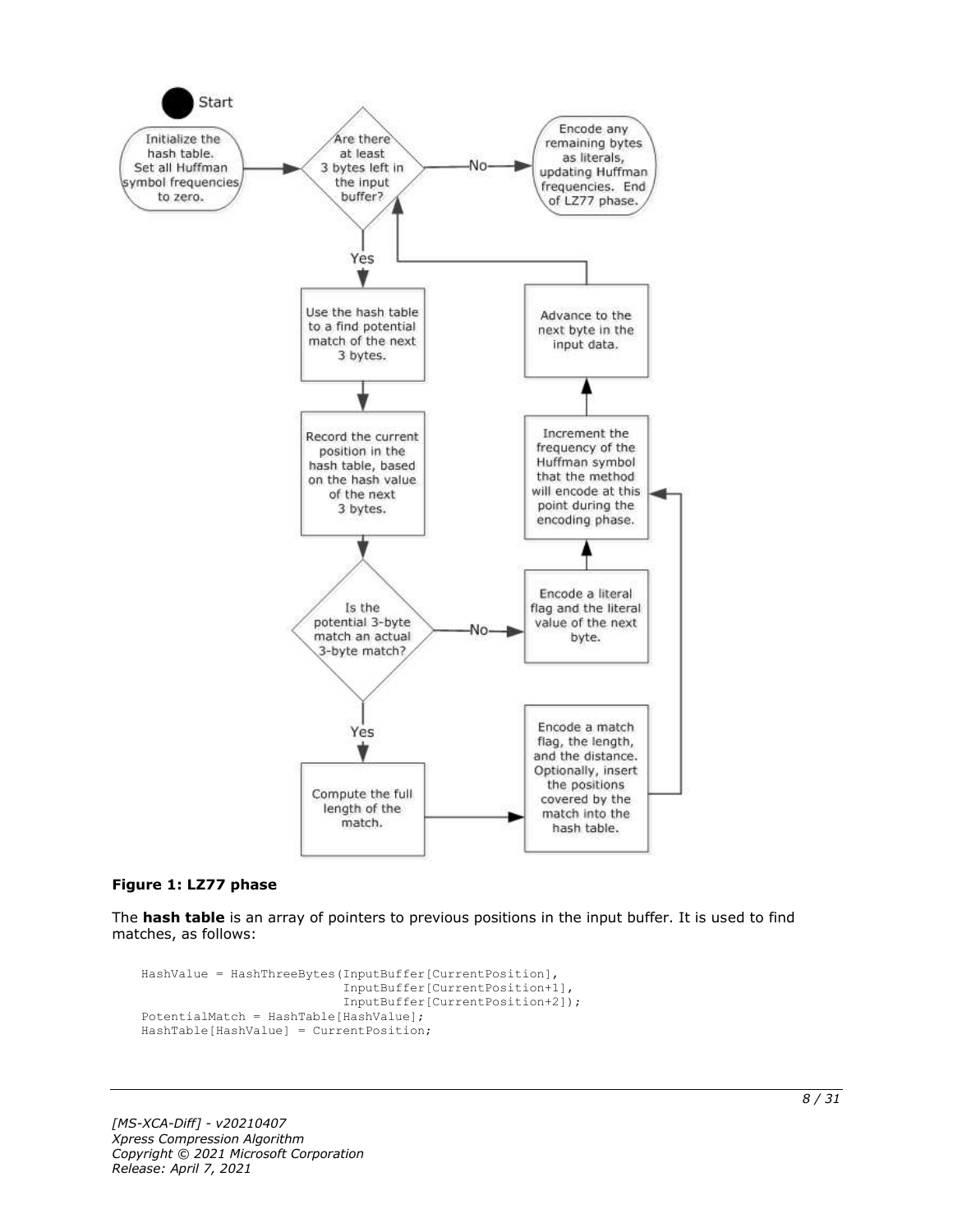Start

Initialize the hash table. Set all Huffman symbol frequencies to zero.

Are there at least 3 bytes left in the input buffer?

No → Encode any remaining bytes as literals, updating Huffman frequencies. End of LZ77 phase.

Yes → Use the hash table to a find potential match of the next 3 bytes.

Record the current position in the hash table, based on the hash value of the next 3 bytes.

Is the potential 3-byte match an actual 3-byte match?

No → Encode a literal flag and the literal value of the next byte.

Yes → Compute the full length of the match.

Encode a match flag, the length, and the distance. Optionally, insert the positions covered by the match into the hash table.

Increment the frequency of the Huffman symbol that the method will encode at this point during the encoding phase.

Advance to the next byte in the input data.

**Figure 1: LZ77 phase**

The **hash table** is an array of pointers to previous positions in the input buffer. It is used to find matches, as follows:

```
HashValue = HashThreeBytes(InputBuffer[CurrentPosition],
                           InputBuffer[CurrentPosition+1],
                           InputBuffer[CurrentPosition+2]);
PotentialMatch = HashTable[HashValue];
HashTable[HashValue] = CurrentPosition;
```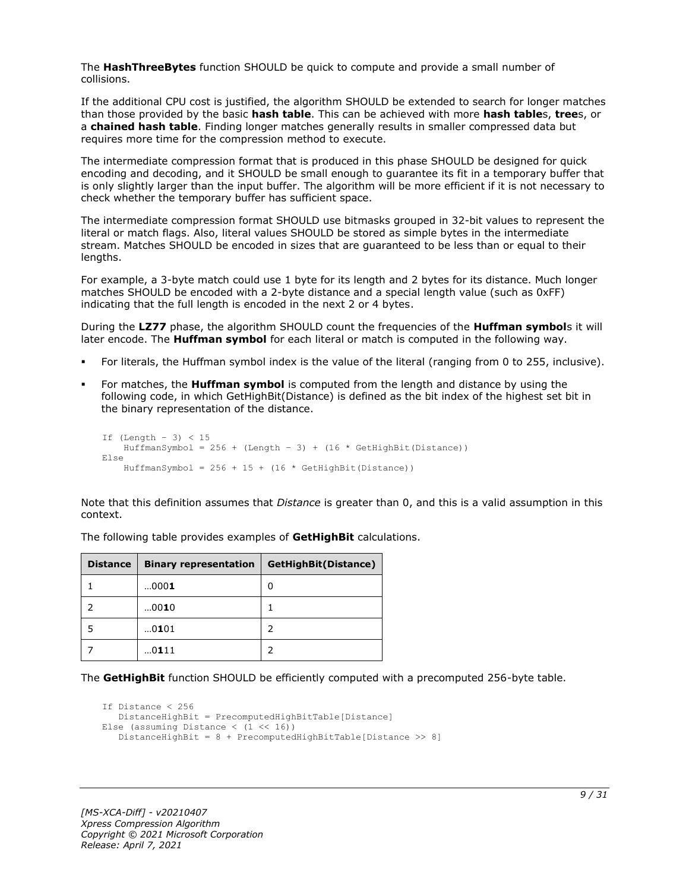The **HashThreeBytes** function SHOULD be quick to compute and provide a small number of collisions.

If the additional CPU cost is justified, the algorithm SHOULD be extended to search for longer matches than those provided by the basic **hash table**. This can be achieved with more **hash table**s, **tree**s, or a **chained hash table**. Finding longer matches generally results in smaller compressed data but requires more time for the compression method to execute.

The intermediate compression format that is produced in this phase SHOULD be designed for quick encoding and decoding, and it SHOULD be small enough to guarantee its fit in a temporary buffer that is only slightly larger than the input buffer. The algorithm will be more efficient if it is not necessary to check whether the temporary buffer has sufficient space.

The intermediate compression format SHOULD use bitmasks grouped in 32-bit values to represent the literal or match flags. Also, literal values SHOULD be stored as simple bytes in the intermediate stream. Matches SHOULD be encoded in sizes that are guaranteed to be less than or equal to their lengths.

For example, a 3-byte match could use 1 byte for its length and 2 bytes for its distance. Much longer matches SHOULD be encoded with a 2-byte distance and a special length value (such as 0xFF) indicating that the full length is encoded in the next 2 or 4 bytes.

During the **LZ77** phase, the algorithm SHOULD count the frequencies of the **Huffman symbol**s it will later encode. The **Huffman symbol** for each literal or match is computed in the following way.

- For literals, the Huffman symbol index is the value of the literal (ranging from 0 to 255, inclusive).
- For matches, the **Huffman symbol** is computed from the length and distance by using the following code, in which GetHighBit(Distance) is defined as the bit index of the highest set bit in the binary representation of the distance.

```
If (Length - 3) < 15
    HuffmanSymbol = 256 + (Length - 3) + (16 * GetHighBit(Distance))
Else
    HuffmanSymbol = 256 + 15 + (16 * GetHighBit(Distance))
```

Note that this definition assumes that *Distance* is greater than 0, and this is a valid assumption in this context.

The following table provides examples of **GetHighBit** calculations.

| Distance | Binary representation | GetHighBit(Distance) |
|---|---|---|
| 1 | …000**1** | 0 |
| 2 | …00**1**0 | 1 |
| 5 | …0**1**01 | 2 |
| 7 | …0**1**11 | 2 |

The **GetHighBit** function SHOULD be efficiently computed with a precomputed 256-byte table.

```
If Distance < 256
   DistanceHighBit = PrecomputedHighBitTable[Distance]
Else (assuming Distance < (1 << 16))
   DistanceHighBit = 8 + PrecomputedHighBitTable[Distance >> 8]
```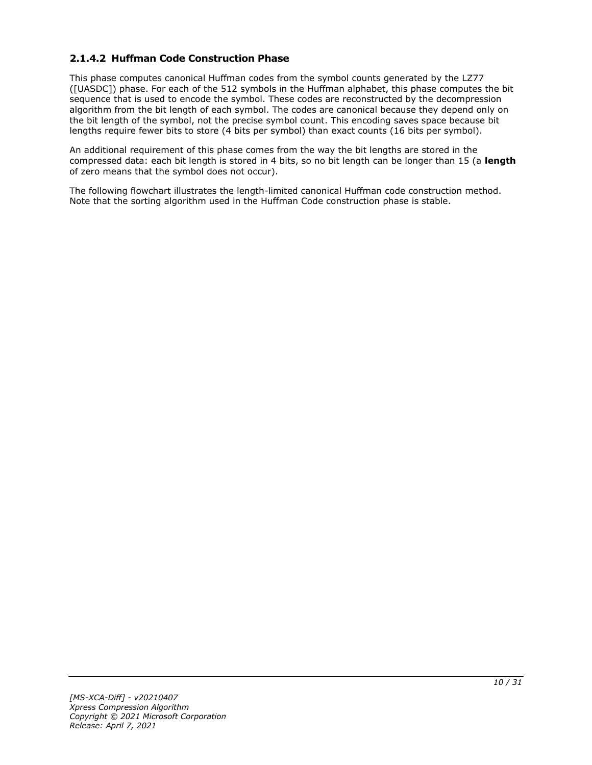### 2.1.4.2 Huffman Code Construction Phase

This phase computes canonical Huffman codes from the symbol counts generated by the LZ77 ([UASDC]) phase. For each of the 512 symbols in the Huffman alphabet, this phase computes the bit sequence that is used to encode the symbol. These codes are reconstructed by the decompression algorithm from the bit length of each symbol. The codes are canonical because they depend only on the bit length of the symbol, not the precise symbol count. This encoding saves space because bit lengths require fewer bits to store (4 bits per symbol) than exact counts (16 bits per symbol).

An additional requirement of this phase comes from the way the bit lengths are stored in the compressed data: each bit length is stored in 4 bits, so no bit length can be longer than 15 (a **length** of zero means that the symbol does not occur).

The following flowchart illustrates the length-limited canonical Huffman code construction method. Note that the sorting algorithm used in the Huffman Code construction phase is stable.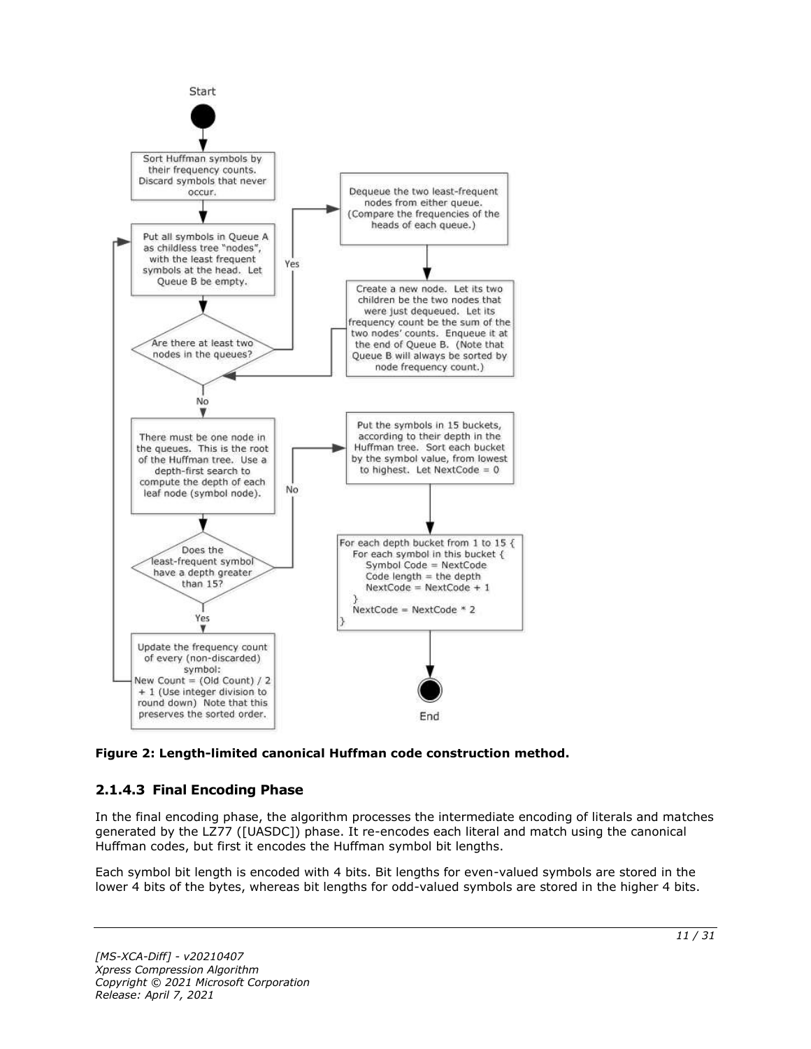Start

Sort Huffman symbols by their frequency counts. Discard symbols that never occur.

Put all symbols in Queue A as childless tree "nodes", with the least frequent symbols at the head. Let Queue B be empty.

Are there at least two nodes in the queues?

Yes

Dequeue the two least-frequent nodes from either queue. (Compare the frequencies of the heads of each queue.)

Create a new node. Let its two children be the two nodes that were just dequeued. Let its frequency count be the sum of the two nodes' counts. Enqueue it at the end of Queue B. (Note that Queue B will always be sorted by node frequency count.)

No

There must be one node in the queues. This is the root of the Huffman tree. Use a depth-first search to compute the depth of each leaf node (symbol node).

Does the least-frequent symbol have a depth greater than 15?

No

Put the symbols in 15 buckets, according to their depth in the Huffman tree. Sort each bucket by the symbol value, from lowest to highest. Let NextCode = 0

```
For each depth bucket from 1 to 15 {
   For each symbol in this bucket {
      Symbol Code = NextCode
      Code length = the depth
      NextCode = NextCode + 1
   }
   NextCode = NextCode * 2
}
```

End

Yes

Update the frequency count of every (non-discarded) symbol:
New Count = (Old Count) / 2 + 1 (Use integer division to round down) Note that this preserves the sorted order.

**Figure 2: Length-limited canonical Huffman code construction method.**

### 2.1.4.3 Final Encoding Phase

In the final encoding phase, the algorithm processes the intermediate encoding of literals and matches generated by the LZ77 ([UASDC]) phase. It re-encodes each literal and match using the canonical Huffman codes, but first it encodes the Huffman symbol bit lengths.

Each symbol bit length is encoded with 4 bits. Bit lengths for even-valued symbols are stored in the lower 4 bits of the bytes, whereas bit lengths for odd-valued symbols are stored in the higher 4 bits.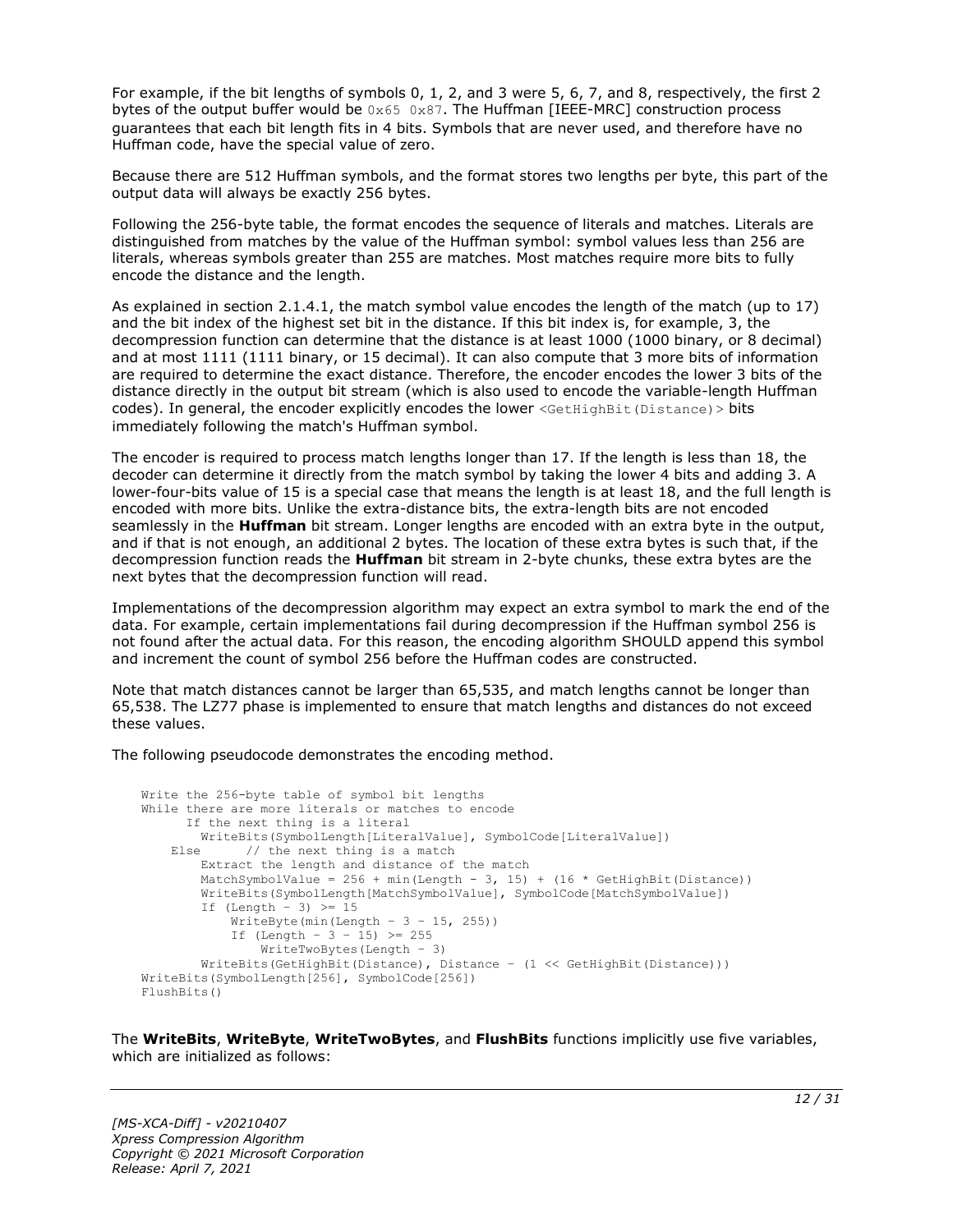For example, if the bit lengths of symbols 0, 1, 2, and 3 were 5, 6, 7, and 8, respectively, the first 2 bytes of the output buffer would be `0x65 0x87`. The Huffman [IEEE-MRC] construction process guarantees that each bit length fits in 4 bits. Symbols that are never used, and therefore have no Huffman code, have the special value of zero.

Because there are 512 Huffman symbols, and the format stores two lengths per byte, this part of the output data will always be exactly 256 bytes.

Following the 256-byte table, the format encodes the sequence of literals and matches. Literals are distinguished from matches by the value of the Huffman symbol: symbol values less than 256 are literals, whereas symbols greater than 255 are matches. Most matches require more bits to fully encode the distance and the length.

As explained in section 2.1.4.1, the match symbol value encodes the length of the match (up to 17) and the bit index of the highest set bit in the distance. If this bit index is, for example, 3, the decompression function can determine that the distance is at least 1000 (1000 binary, or 8 decimal) and at most 1111 (1111 binary, or 15 decimal). It can also compute that 3 more bits of information are required to determine the exact distance. Therefore, the encoder encodes the lower 3 bits of the distance directly in the output bit stream (which is also used to encode the variable-length Huffman codes). In general, the encoder explicitly encodes the lower `<GetHighBit(Distance)>` bits immediately following the match's Huffman symbol.

The encoder is required to process match lengths longer than 17. If the length is less than 18, the decoder can determine it directly from the match symbol by taking the lower 4 bits and adding 3. A lower-four-bits value of 15 is a special case that means the length is at least 18, and the full length is encoded with more bits. Unlike the extra-distance bits, the extra-length bits are not encoded seamlessly in the **Huffman** bit stream. Longer lengths are encoded with an extra byte in the output, and if that is not enough, an additional 2 bytes. The location of these extra bytes is such that, if the decompression function reads the **Huffman** bit stream in 2-byte chunks, these extra bytes are the next bytes that the decompression function will read.

Implementations of the decompression algorithm may expect an extra symbol to mark the end of the data. For example, certain implementations fail during decompression if the Huffman symbol 256 is not found after the actual data. For this reason, the encoding algorithm SHOULD append this symbol and increment the count of symbol 256 before the Huffman codes are constructed.

Note that match distances cannot be larger than 65,535, and match lengths cannot be longer than 65,538. The LZ77 phase is implemented to ensure that match lengths and distances do not exceed these values.

The following pseudocode demonstrates the encoding method.

```
Write the 256-byte table of symbol bit lengths
While there are more literals or matches to encode
      If the next thing is a literal
        WriteBits(SymbolLength[LiteralValue], SymbolCode[LiteralValue])
    Else      // the next thing is a match
        Extract the length and distance of the match
        MatchSymbolValue = 256 + min(Length - 3, 15) + (16 * GetHighBit(Distance))
        WriteBits(SymbolLength[MatchSymbolValue], SymbolCode[MatchSymbolValue])
        If (Length - 3) >= 15
            WriteByte(min(Length - 3 - 15, 255))
            If (Length - 3 - 15) >= 255
                WriteTwoBytes(Length - 3)
        WriteBits(GetHighBit(Distance), Distance - (1 << GetHighBit(Distance)))
WriteBits(SymbolLength[256], SymbolCode[256])
FlushBits()
```

The **WriteBits**, **WriteByte**, **WriteTwoBytes**, and **FlushBits** functions implicitly use five variables, which are initialized as follows: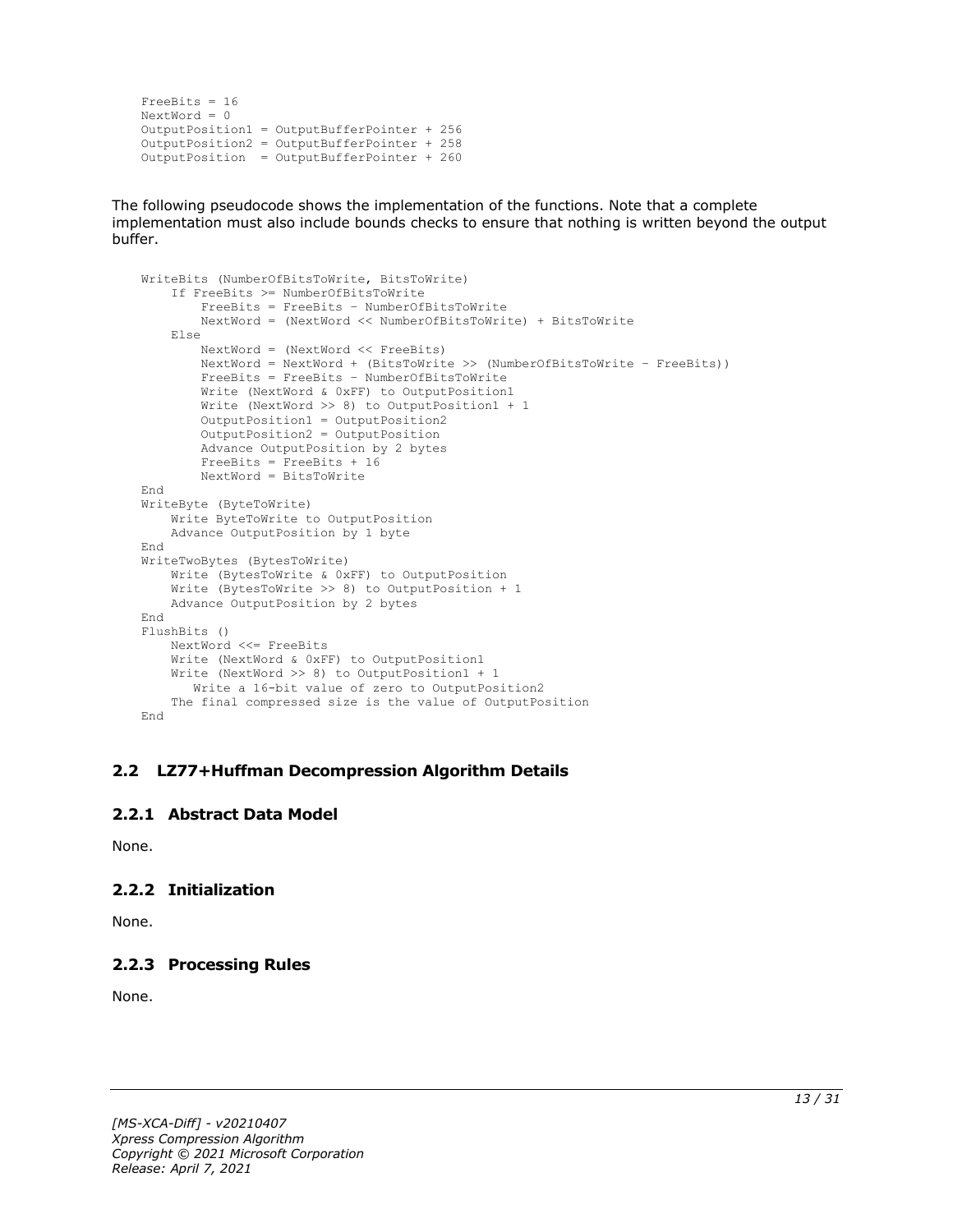```
FreeBits = 16
NextWord = 0
OutputPosition1 = OutputBufferPointer + 256
OutputPosition2 = OutputBufferPointer + 258
OutputPosition  = OutputBufferPointer + 260
```

The following pseudocode shows the implementation of the functions. Note that a complete implementation must also include bounds checks to ensure that nothing is written beyond the output buffer.

```
WriteBits (NumberOfBitsToWrite, BitsToWrite)
    If FreeBits >= NumberOfBitsToWrite
        FreeBits = FreeBits – NumberOfBitsToWrite
        NextWord = (NextWord << NumberOfBitsToWrite) + BitsToWrite
    Else
        NextWord = (NextWord << FreeBits)
        NextWord = NextWord + (BitsToWrite >> (NumberOfBitsToWrite – FreeBits))
        FreeBits = FreeBits – NumberOfBitsToWrite
        Write (NextWord & 0xFF) to OutputPosition1
        Write (NextWord >> 8) to OutputPosition1 + 1
        OutputPosition1 = OutputPosition2
        OutputPosition2 = OutputPosition
        Advance OutputPosition by 2 bytes
        FreeBits = FreeBits + 16
        NextWord = BitsToWrite
End
WriteByte (ByteToWrite)
    Write ByteToWrite to OutputPosition
    Advance OutputPosition by 1 byte
End
WriteTwoBytes (BytesToWrite)
    Write (BytesToWrite & 0xFF) to OutputPosition
    Write (BytesToWrite >> 8) to OutputPosition + 1
    Advance OutputPosition by 2 bytes
End
FlushBits ()
    NextWord <<= FreeBits
    Write (NextWord & 0xFF) to OutputPosition1
    Write (NextWord >> 8) to OutputPosition1 + 1
       Write a 16-bit value of zero to OutputPosition2
    The final compressed size is the value of OutputPosition
End
```

## 2.2 LZ77+Huffman Decompression Algorithm Details

### 2.2.1 Abstract Data Model

None.

### 2.2.2 Initialization

None.

### 2.2.3 Processing Rules

None.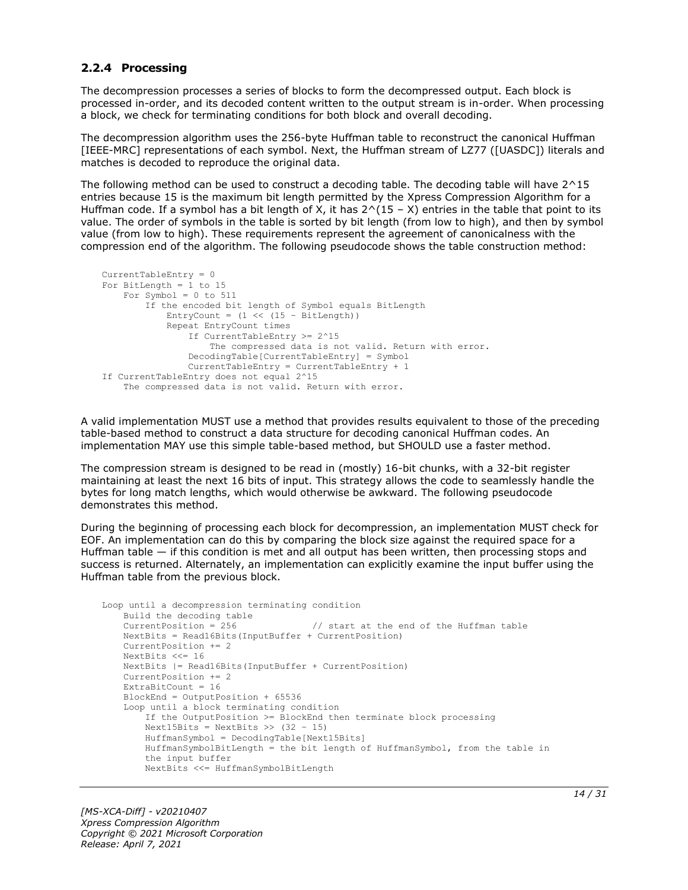### 2.2.4 Processing

The decompression processes a series of blocks to form the decompressed output. Each block is processed in-order, and its decoded content written to the output stream is in-order. When processing a block, we check for terminating conditions for both block and overall decoding.

The decompression algorithm uses the 256-byte Huffman table to reconstruct the canonical Huffman [IEEE-MRC] representations of each symbol. Next, the Huffman stream of LZ77 ([UASDC]) literals and matches is decoded to reproduce the original data.

The following method can be used to construct a decoding table. The decoding table will have 2^15 entries because 15 is the maximum bit length permitted by the Xpress Compression Algorithm for a Huffman code. If a symbol has a bit length of X, it has 2^(15 – X) entries in the table that point to its value. The order of symbols in the table is sorted by bit length (from low to high), and then by symbol value (from low to high). These requirements represent the agreement of canonicalness with the compression end of the algorithm. The following pseudocode shows the table construction method:

```
CurrentTableEntry = 0
For BitLength = 1 to 15
    For Symbol = 0 to 511
        If the encoded bit length of Symbol equals BitLength
            EntryCount = (1 << (15 – BitLength))
            Repeat EntryCount times
                If CurrentTableEntry >= 2^15
                    The compressed data is not valid. Return with error.
                DecodingTable[CurrentTableEntry] = Symbol
                CurrentTableEntry = CurrentTableEntry + 1
If CurrentTableEntry does not equal 2^15
    The compressed data is not valid. Return with error.
```

A valid implementation MUST use a method that provides results equivalent to those of the preceding table-based method to construct a data structure for decoding canonical Huffman codes. An implementation MAY use this simple table-based method, but SHOULD use a faster method.

The compression stream is designed to be read in (mostly) 16-bit chunks, with a 32-bit register maintaining at least the next 16 bits of input. This strategy allows the code to seamlessly handle the bytes for long match lengths, which would otherwise be awkward. The following pseudocode demonstrates this method.

During the beginning of processing each block for decompression, an implementation MUST check for EOF. An implementation can do this by comparing the block size against the required space for a Huffman table — if this condition is met and all output has been written, then processing stops and success is returned. Alternately, an implementation can explicitly examine the input buffer using the Huffman table from the previous block.

```
Loop until a decompression terminating condition
    Build the decoding table
    CurrentPosition = 256              // start at the end of the Huffman table
    NextBits = Read16Bits(InputBuffer + CurrentPosition)
    CurrentPosition += 2
    NextBits <<= 16
    NextBits |= Read16Bits(InputBuffer + CurrentPosition)
    CurrentPosition += 2
    ExtraBitCount = 16
    BlockEnd = OutputPosition + 65536
    Loop until a block terminating condition
        If the OutputPosition >= BlockEnd then terminate block processing
        Next15Bits = NextBits >> (32 – 15)
        HuffmanSymbol = DecodingTable[Next15Bits]
        HuffmanSymbolBitLength = the bit length of HuffmanSymbol, from the table in
        the input buffer
        NextBits <<= HuffmanSymbolBitLength
```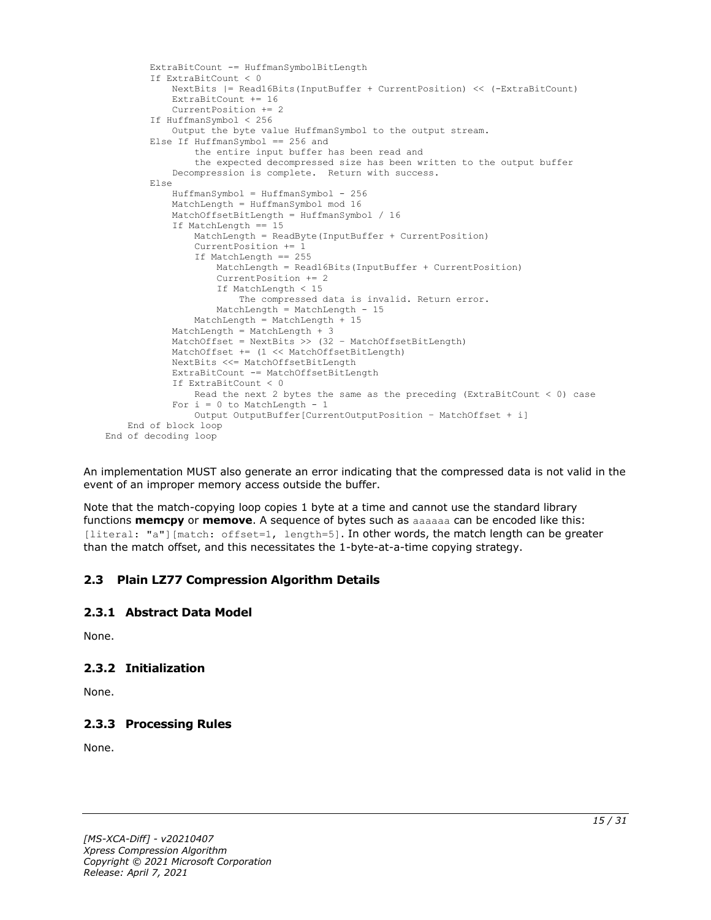```
        ExtraBitCount -= HuffmanSymbolBitLength
        If ExtraBitCount < 0
            NextBits |= Read16Bits(InputBuffer + CurrentPosition) << (-ExtraBitCount)
            ExtraBitCount += 16
            CurrentPosition += 2
        If HuffmanSymbol < 256
            Output the byte value HuffmanSymbol to the output stream.
        Else If HuffmanSymbol == 256 and
                the entire input buffer has been read and
                the expected decompressed size has been written to the output buffer
            Decompression is complete.  Return with success.
        Else
            HuffmanSymbol = HuffmanSymbol - 256
            MatchLength = HuffmanSymbol mod 16
            MatchOffsetBitLength = HuffmanSymbol / 16
            If MatchLength == 15
                MatchLength = ReadByte(InputBuffer + CurrentPosition)
                CurrentPosition += 1
                If MatchLength == 255
                    MatchLength = Read16Bits(InputBuffer + CurrentPosition)
                    CurrentPosition += 2
                    If MatchLength < 15
                        The compressed data is invalid. Return error.
                    MatchLength = MatchLength - 15
                MatchLength = MatchLength + 15
            MatchLength = MatchLength + 3
            MatchOffset = NextBits >> (32 - MatchOffsetBitLength)
            MatchOffset += (1 << MatchOffsetBitLength)
            NextBits <<= MatchOffsetBitLength
            ExtraBitCount -= MatchOffsetBitLength
            If ExtraBitCount < 0
                Read the next 2 bytes the same as the preceding (ExtraBitCount < 0) case
            For i = 0 to MatchLength - 1
                Output OutputBuffer[CurrentOutputPosition - MatchOffset + i]
    End of block loop
End of decoding loop
```

An implementation MUST also generate an error indicating that the compressed data is not valid in the event of an improper memory access outside the buffer.

Note that the match-copying loop copies 1 byte at a time and cannot use the standard library functions **memcpy** or **memove**. A sequence of bytes such as `aaaaaa` can be encoded like this: `[literal: "a"][match: offset=1, length=5]`. In other words, the match length can be greater than the match offset, and this necessitates the 1-byte-at-a-time copying strategy.

## 2.3 Plain LZ77 Compression Algorithm Details

### 2.3.1 Abstract Data Model

None.

### 2.3.2 Initialization

None.

### 2.3.3 Processing Rules

None.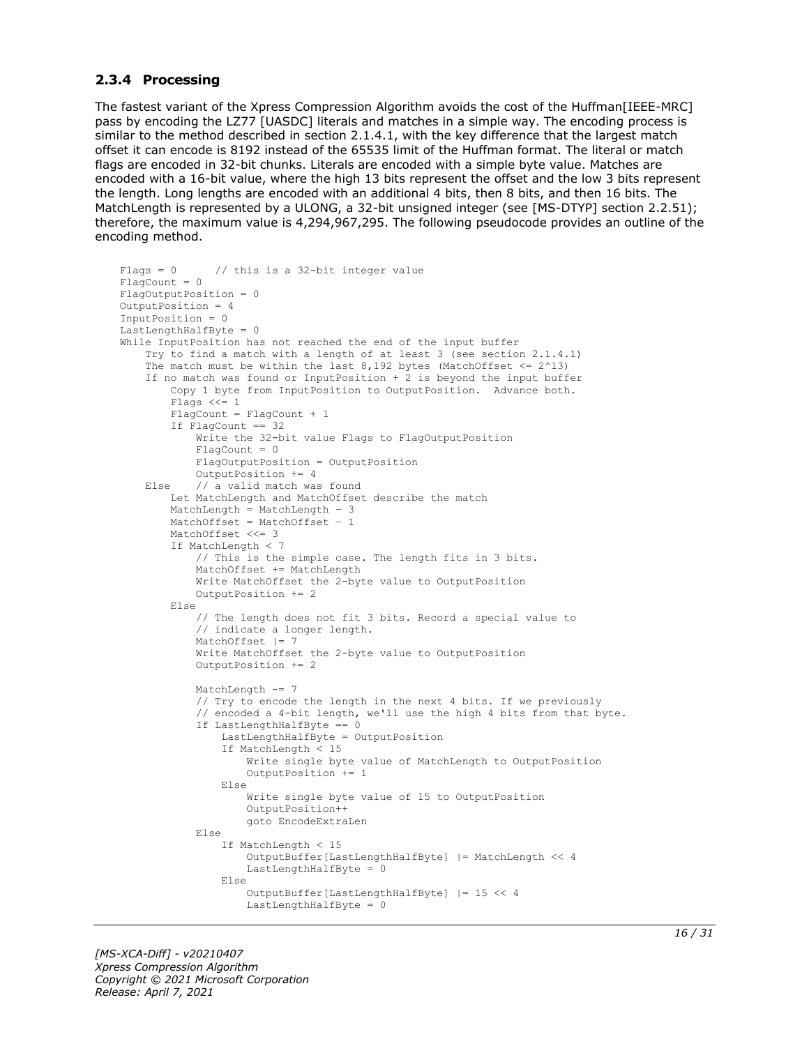### 2.3.4 Processing

The fastest variant of the Xpress Compression Algorithm avoids the cost of the Huffman[IEEE-MRC] pass by encoding the LZ77 [UASDC] literals and matches in a simple way. The encoding process is similar to the method described in section 2.1.4.1, with the key difference that the largest match offset it can encode is 8192 instead of the 65535 limit of the Huffman format. The literal or match flags are encoded in 32-bit chunks. Literals are encoded with a simple byte value. Matches are encoded with a 16-bit value, where the high 13 bits represent the offset and the low 3 bits represent the length. Long lengths are encoded with an additional 4 bits, then 8 bits, and then 16 bits. The MatchLength is represented by a ULONG, a 32-bit unsigned integer (see [MS-DTYP] section 2.2.51); therefore, the maximum value is 4,294,967,295. The following pseudocode provides an outline of the encoding method.

```
Flags = 0      // this is a 32-bit integer value
FlagCount = 0
FlagOutputPosition = 0
OutputPosition = 4
InputPosition = 0
LastLengthHalfByte = 0
While InputPosition has not reached the end of the input buffer
    Try to find a match with a length of at least 3 (see section 2.1.4.1)
    The match must be within the last 8,192 bytes (MatchOffset <= 2^13)
    If no match was found or InputPosition + 2 is beyond the input buffer
        Copy 1 byte from InputPosition to OutputPosition.  Advance both.
        Flags <<= 1
        FlagCount = FlagCount + 1
        If FlagCount == 32
            Write the 32-bit value Flags to FlagOutputPosition
            FlagCount = 0
            FlagOutputPosition = OutputPosition
            OutputPosition += 4
    Else    // a valid match was found
        Let MatchLength and MatchOffset describe the match
        MatchLength = MatchLength - 3
        MatchOffset = MatchOffset - 1
        MatchOffset <<= 3
        If MatchLength < 7
            // This is the simple case. The length fits in 3 bits.
            MatchOffset += MatchLength
            Write MatchOffset the 2-byte value to OutputPosition
            OutputPosition += 2
        Else
            // The length does not fit 3 bits. Record a special value to
            // indicate a longer length.
            MatchOffset |= 7
            Write MatchOffset the 2-byte value to OutputPosition
            OutputPosition += 2

            MatchLength -= 7
            // Try to encode the length in the next 4 bits. If we previously
            // encoded a 4-bit length, we'll use the high 4 bits from that byte.
            If LastLengthHalfByte == 0
                LastLengthHalfByte = OutputPosition
                If MatchLength < 15
                    Write single byte value of MatchLength to OutputPosition
                    OutputPosition += 1
                Else
                    Write single byte value of 15 to OutputPosition
                    OutputPosition++
                    goto EncodeExtraLen
            Else
                If MatchLength < 15
                    OutputBuffer[LastLengthHalfByte] |= MatchLength << 4
                    LastLengthHalfByte = 0
                Else
                    OutputBuffer[LastLengthHalfByte] |= 15 << 4
                    LastLengthHalfByte = 0
```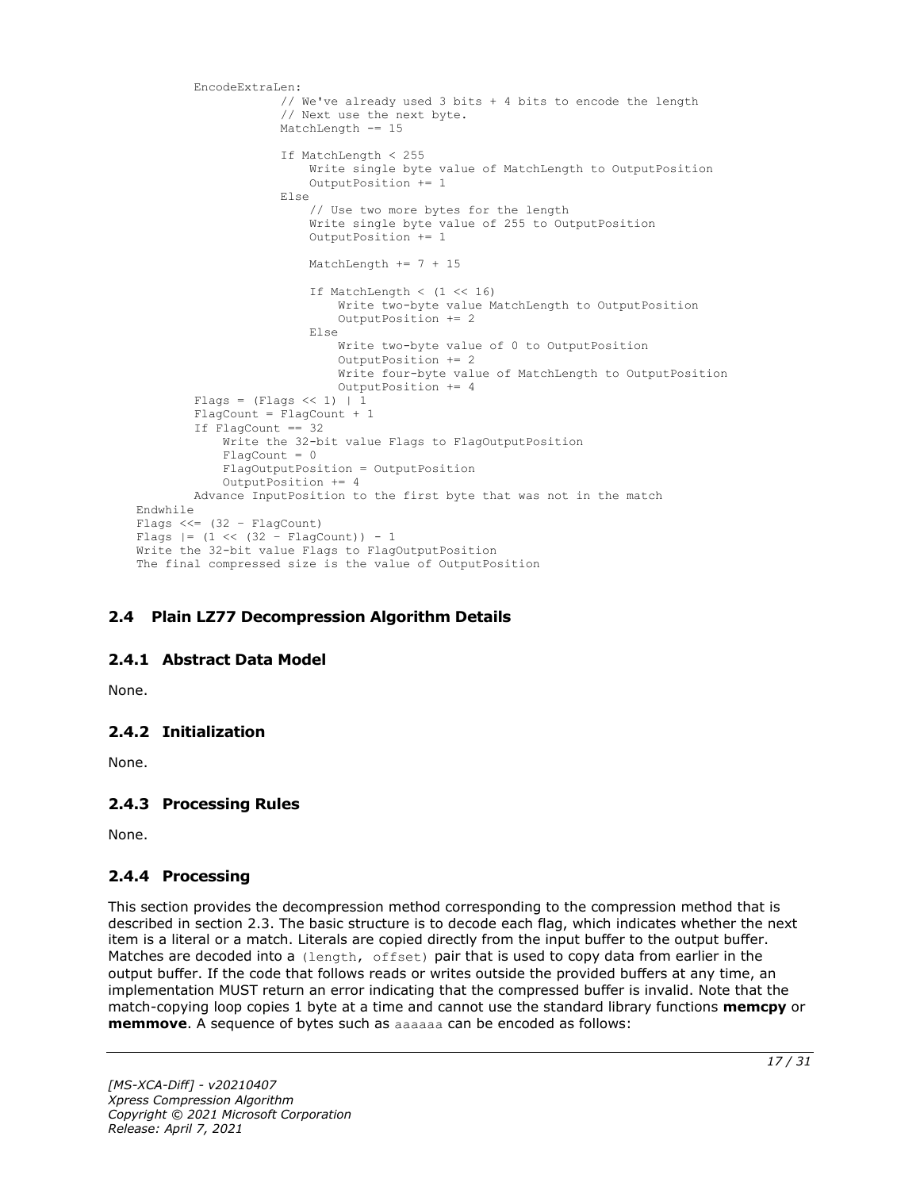```
        EncodeExtraLen:
                    // We've already used 3 bits + 4 bits to encode the length
                    // Next use the next byte.
                    MatchLength -= 15

                    If MatchLength < 255
                        Write single byte value of MatchLength to OutputPosition
                        OutputPosition += 1
                    Else
                        // Use two more bytes for the length
                        Write single byte value of 255 to OutputPosition
                        OutputPosition += 1

                        MatchLength += 7 + 15

                        If MatchLength < (1 << 16)
                            Write two-byte value MatchLength to OutputPosition
                            OutputPosition += 2
                        Else
                            Write two-byte value of 0 to OutputPosition
                            OutputPosition += 2
                            Write four-byte value of MatchLength to OutputPosition
                            OutputPosition += 4
        Flags = (Flags << 1) | 1
        FlagCount = FlagCount + 1
        If FlagCount == 32
            Write the 32-bit value Flags to FlagOutputPosition
            FlagCount = 0
            FlagOutputPosition = OutputPosition
            OutputPosition += 4
        Advance InputPosition to the first byte that was not in the match
    Endwhile
    Flags <<= (32 - FlagCount)
    Flags |= (1 << (32 - FlagCount)) - 1
    Write the 32-bit value Flags to FlagOutputPosition
    The final compressed size is the value of OutputPosition
```

## 2.4 Plain LZ77 Decompression Algorithm Details

### 2.4.1 Abstract Data Model

None.

### 2.4.2 Initialization

None.

### 2.4.3 Processing Rules

None.

### 2.4.4 Processing

This section provides the decompression method corresponding to the compression method that is described in section 2.3. The basic structure is to decode each flag, which indicates whether the next item is a literal or a match. Literals are copied directly from the input buffer to the output buffer. Matches are decoded into a `(length, offset)` pair that is used to copy data from earlier in the output buffer. If the code that follows reads or writes outside the provided buffers at any time, an implementation MUST return an error indicating that the compressed buffer is invalid. Note that the match-copying loop copies 1 byte at a time and cannot use the standard library functions **memcpy** or **memmove**. A sequence of bytes such as `aaaaaa` can be encoded as follows: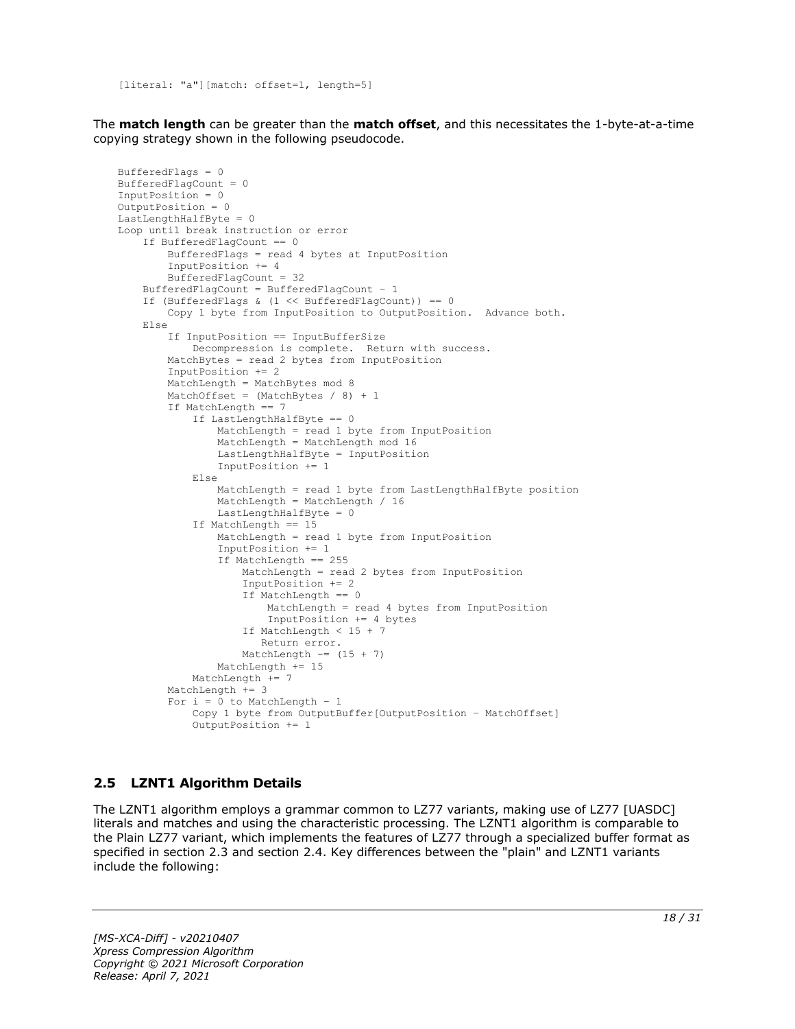```
[literal: "a"][match: offset=1, length=5]
```

The **match length** can be greater than the **match offset**, and this necessitates the 1-byte-at-a-time copying strategy shown in the following pseudocode.

```
BufferedFlags = 0
BufferedFlagCount = 0
InputPosition = 0
OutputPosition = 0
LastLengthHalfByte = 0
Loop until break instruction or error
    If BufferedFlagCount == 0
        BufferedFlags = read 4 bytes at InputPosition
        InputPosition += 4
        BufferedFlagCount = 32
    BufferedFlagCount = BufferedFlagCount – 1
    If (BufferedFlags & (1 << BufferedFlagCount)) == 0
        Copy 1 byte from InputPosition to OutputPosition.  Advance both.
    Else
        If InputPosition == InputBufferSize
            Decompression is complete.  Return with success.
        MatchBytes = read 2 bytes from InputPosition
        InputPosition += 2
        MatchLength = MatchBytes mod 8
        MatchOffset = (MatchBytes / 8) + 1
        If MatchLength == 7
            If LastLengthHalfByte == 0
                MatchLength = read 1 byte from InputPosition
                MatchLength = MatchLength mod 16
                LastLengthHalfByte = InputPosition
                InputPosition += 1
            Else
                MatchLength = read 1 byte from LastLengthHalfByte position
                MatchLength = MatchLength / 16
                LastLengthHalfByte = 0
            If MatchLength == 15
                MatchLength = read 1 byte from InputPosition
                InputPosition += 1
                If MatchLength == 255
                    MatchLength = read 2 bytes from InputPosition
                    InputPosition += 2
                    If MatchLength == 0
                        MatchLength = read 4 bytes from InputPosition
                        InputPosition += 4 bytes
                    If MatchLength < 15 + 7
                       Return error.
                    MatchLength -= (15 + 7)
                MatchLength += 15
            MatchLength += 7
        MatchLength += 3
        For i = 0 to MatchLength - 1
            Copy 1 byte from OutputBuffer[OutputPosition – MatchOffset]
            OutputPosition += 1
```

## 2.5 LZNT1 Algorithm Details

The LZNT1 algorithm employs a grammar common to LZ77 variants, making use of LZ77 [UASDC] literals and matches and using the characteristic processing. The LZNT1 algorithm is comparable to the Plain LZ77 variant, which implements the features of LZ77 through a specialized buffer format as specified in section 2.3 and section 2.4. Key differences between the "plain" and LZNT1 variants include the following: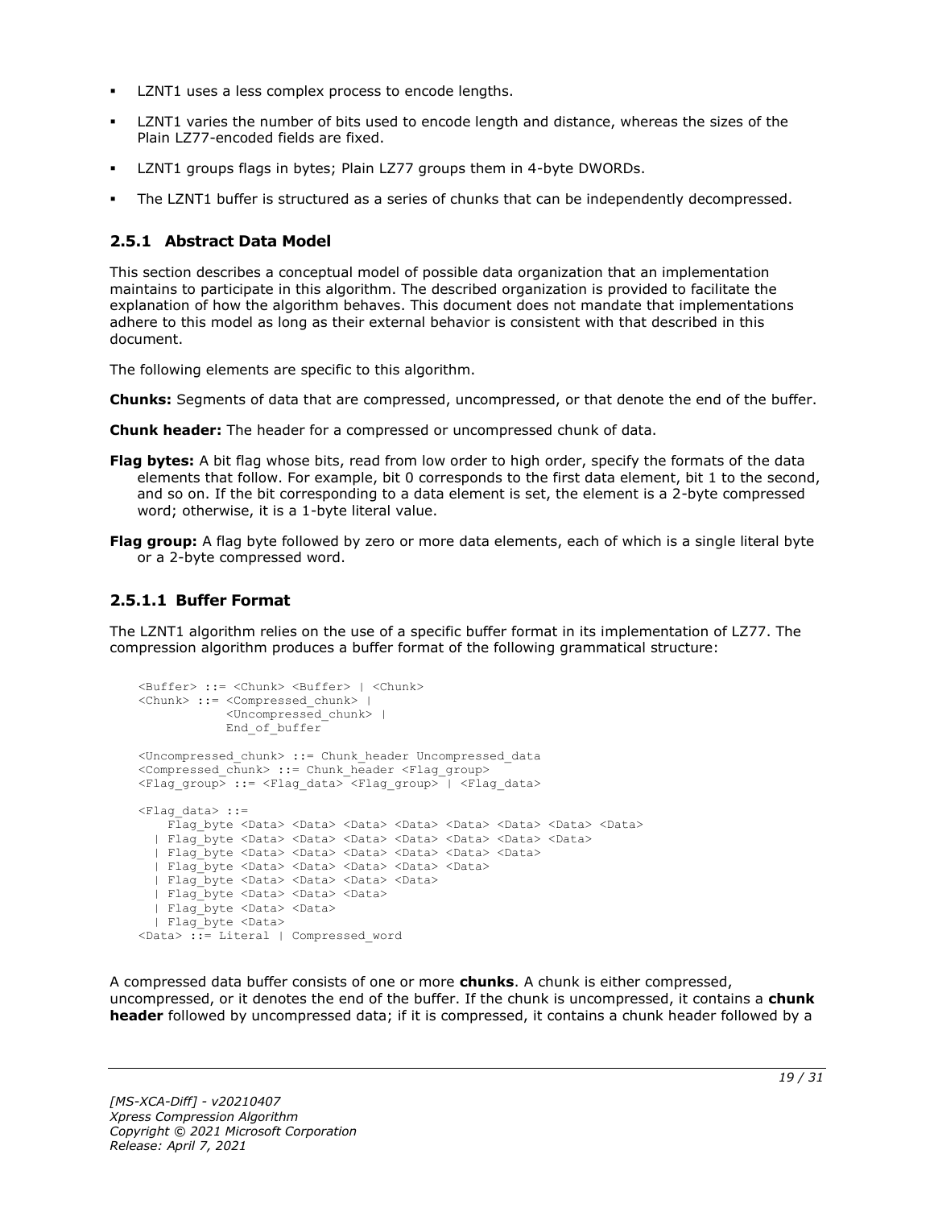- LZNT1 uses a less complex process to encode lengths.
- LZNT1 varies the number of bits used to encode length and distance, whereas the sizes of the Plain LZ77-encoded fields are fixed.
- LZNT1 groups flags in bytes; Plain LZ77 groups them in 4-byte DWORDs.
- The LZNT1 buffer is structured as a series of chunks that can be independently decompressed.

### 2.5.1 Abstract Data Model

This section describes a conceptual model of possible data organization that an implementation maintains to participate in this algorithm. The described organization is provided to facilitate the explanation of how the algorithm behaves. This document does not mandate that implementations adhere to this model as long as their external behavior is consistent with that described in this document.

The following elements are specific to this algorithm.

**Chunks:** Segments of data that are compressed, uncompressed, or that denote the end of the buffer.

**Chunk header:** The header for a compressed or uncompressed chunk of data.

**Flag bytes:** A bit flag whose bits, read from low order to high order, specify the formats of the data elements that follow. For example, bit 0 corresponds to the first data element, bit 1 to the second, and so on. If the bit corresponding to a data element is set, the element is a 2-byte compressed word; otherwise, it is a 1-byte literal value.

**Flag group:** A flag byte followed by zero or more data elements, each of which is a single literal byte or a 2-byte compressed word.

#### 2.5.1.1 Buffer Format

The LZNT1 algorithm relies on the use of a specific buffer format in its implementation of LZ77. The compression algorithm produces a buffer format of the following grammatical structure:

```
<Buffer> ::= <Chunk> <Buffer> | <Chunk>
<Chunk> ::= <Compressed_chunk> |
            <Uncompressed_chunk> |
            End_of_buffer

<Uncompressed_chunk> ::= Chunk_header Uncompressed_data
<Compressed_chunk> ::= Chunk_header <Flag_group>
<Flag_group> ::= <Flag_data> <Flag_group> | <Flag_data>

<Flag_data> ::=
    Flag_byte <Data> <Data> <Data> <Data> <Data> <Data> <Data> <Data>
  | Flag_byte <Data> <Data> <Data> <Data> <Data> <Data> <Data>
  | Flag_byte <Data> <Data> <Data> <Data> <Data> <Data>
  | Flag_byte <Data> <Data> <Data> <Data> <Data>
  | Flag_byte <Data> <Data> <Data> <Data>
  | Flag_byte <Data> <Data> <Data>
  | Flag_byte <Data> <Data>
  | Flag_byte <Data>
<Data> ::= Literal | Compressed_word
```

A compressed data buffer consists of one or more **chunks**. A chunk is either compressed, uncompressed, or it denotes the end of the buffer. If the chunk is uncompressed, it contains a **chunk header** followed by uncompressed data; if it is compressed, it contains a chunk header followed by a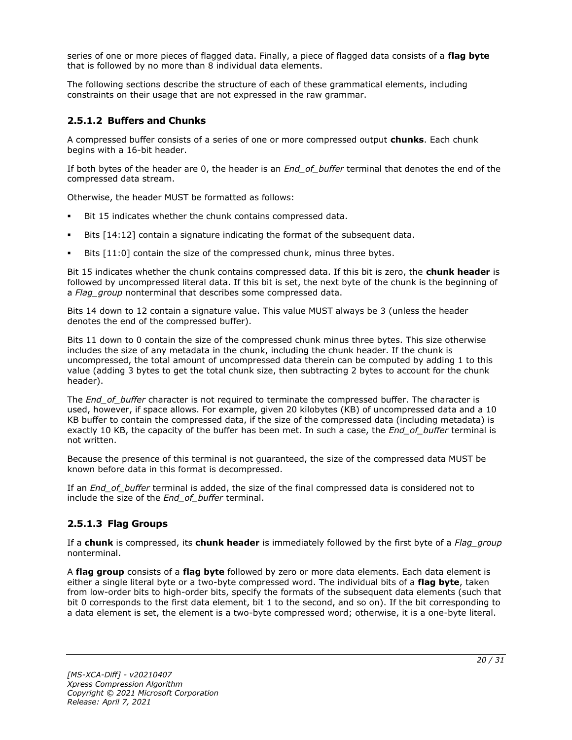series of one or more pieces of flagged data. Finally, a piece of flagged data consists of a **flag byte** that is followed by no more than 8 individual data elements.

The following sections describe the structure of each of these grammatical elements, including constraints on their usage that are not expressed in the raw grammar.

### 2.5.1.2 Buffers and Chunks

A compressed buffer consists of a series of one or more compressed output **chunks**. Each chunk begins with a 16-bit header.

If both bytes of the header are 0, the header is an *End_of_buffer* terminal that denotes the end of the compressed data stream.

Otherwise, the header MUST be formatted as follows:

- Bit 15 indicates whether the chunk contains compressed data.
- Bits [14:12] contain a signature indicating the format of the subsequent data.
- Bits [11:0] contain the size of the compressed chunk, minus three bytes.

Bit 15 indicates whether the chunk contains compressed data. If this bit is zero, the **chunk header** is followed by uncompressed literal data. If this bit is set, the next byte of the chunk is the beginning of a *Flag_group* nonterminal that describes some compressed data.

Bits 14 down to 12 contain a signature value. This value MUST always be 3 (unless the header denotes the end of the compressed buffer).

Bits 11 down to 0 contain the size of the compressed chunk minus three bytes. This size otherwise includes the size of any metadata in the chunk, including the chunk header. If the chunk is uncompressed, the total amount of uncompressed data therein can be computed by adding 1 to this value (adding 3 bytes to get the total chunk size, then subtracting 2 bytes to account for the chunk header).

The *End_of_buffer* character is not required to terminate the compressed buffer. The character is used, however, if space allows. For example, given 20 kilobytes (KB) of uncompressed data and a 10 KB buffer to contain the compressed data, if the size of the compressed data (including metadata) is exactly 10 KB, the capacity of the buffer has been met. In such a case, the *End_of_buffer* terminal is not written.

Because the presence of this terminal is not guaranteed, the size of the compressed data MUST be known before data in this format is decompressed.

If an *End_of_buffer* terminal is added, the size of the final compressed data is considered not to include the size of the *End_of_buffer* terminal.

### 2.5.1.3 Flag Groups

If a **chunk** is compressed, its **chunk header** is immediately followed by the first byte of a *Flag_group* nonterminal.

A **flag group** consists of a **flag byte** followed by zero or more data elements. Each data element is either a single literal byte or a two-byte compressed word. The individual bits of a **flag byte**, taken from low-order bits to high-order bits, specify the formats of the subsequent data elements (such that bit 0 corresponds to the first data element, bit 1 to the second, and so on). If the bit corresponding to a data element is set, the element is a two-byte compressed word; otherwise, it is a one-byte literal.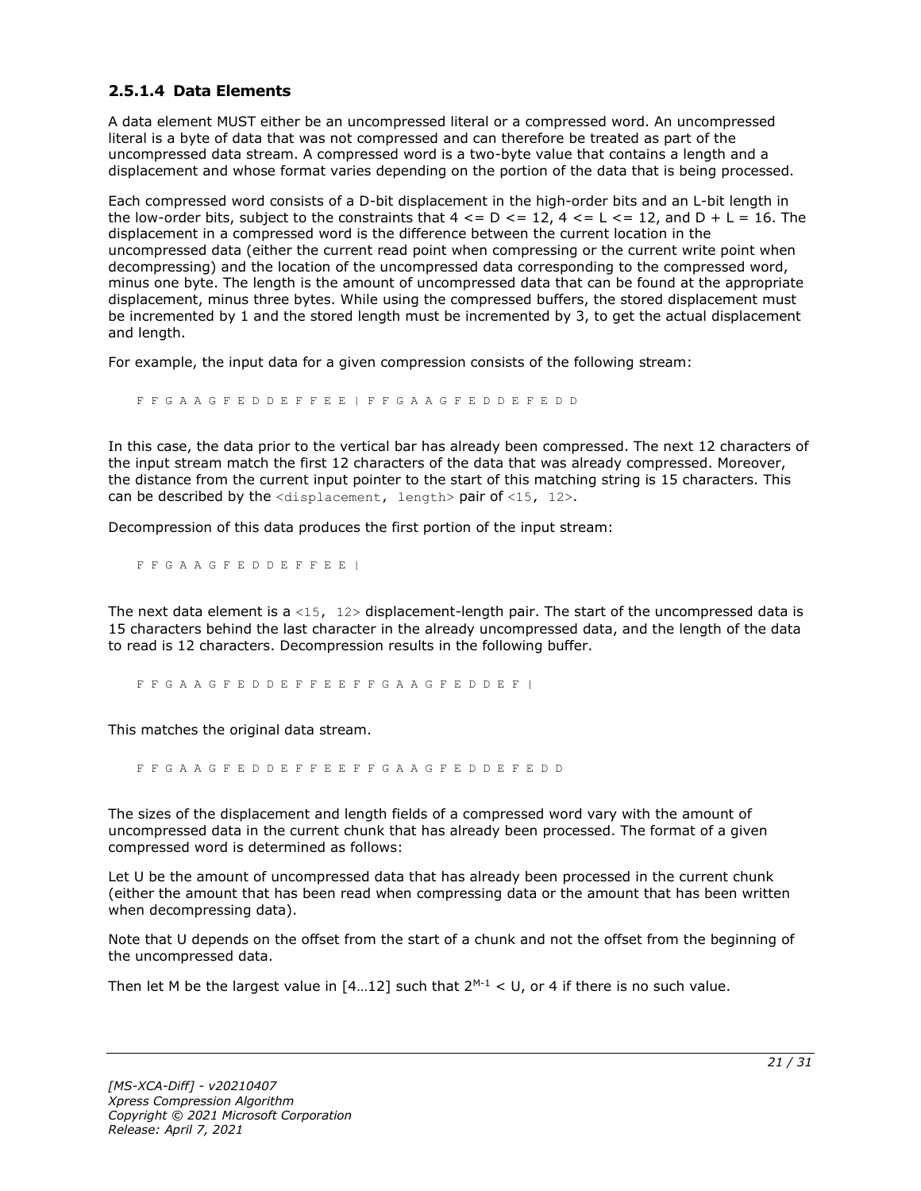### 2.5.1.4 Data Elements

A data element MUST either be an uncompressed literal or a compressed word. An uncompressed literal is a byte of data that was not compressed and can therefore be treated as part of the uncompressed data stream. A compressed word is a two-byte value that contains a length and a displacement and whose format varies depending on the portion of the data that is being processed.

Each compressed word consists of a D-bit displacement in the high-order bits and an L-bit length in the low-order bits, subject to the constraints that $4 <= D <= 12$, $4 <= L <= 12$, and $D + L = 16$. The displacement in a compressed word is the difference between the current location in the uncompressed data (either the current read point when compressing or the current write point when decompressing) and the location of the uncompressed data corresponding to the compressed word, minus one byte. The length is the amount of uncompressed data that can be found at the appropriate displacement, minus three bytes. While using the compressed buffers, the stored displacement must be incremented by 1 and the stored length must be incremented by 3, to get the actual displacement and length.

For example, the input data for a given compression consists of the following stream:

```
F F G A A G F E D D E F F E E | F F G A A G F E D D E F E D D
```

In this case, the data prior to the vertical bar has already been compressed. The next 12 characters of the input stream match the first 12 characters of the data that was already compressed. Moreover, the distance from the current input pointer to the start of this matching string is 15 characters. This can be described by the `<displacement, length>` pair of `<15, 12>`.

Decompression of this data produces the first portion of the input stream:

```
F F G A A G F E D D E F F E E |
```

The next data element is a `<15, 12>` displacement-length pair. The start of the uncompressed data is 15 characters behind the last character in the already uncompressed data, and the length of the data to read is 12 characters. Decompression results in the following buffer.

```
F F G A A G F E D D E F F E E F F G A A G F E D D E F |
```

This matches the original data stream.

```
F F G A A G F E D D E F F E E F F G A A G F E D D E F E D D
```

The sizes of the displacement and length fields of a compressed word vary with the amount of uncompressed data in the current chunk that has already been processed. The format of a given compressed word is determined as follows:

Let U be the amount of uncompressed data that has already been processed in the current chunk (either the amount that has been read when compressing data or the amount that has been written when decompressing data).

Note that U depends on the offset from the start of a chunk and not the offset from the beginning of the uncompressed data.

Then let M be the largest value in [4…12] such that $2^{M-1} < U$, or 4 if there is no such value.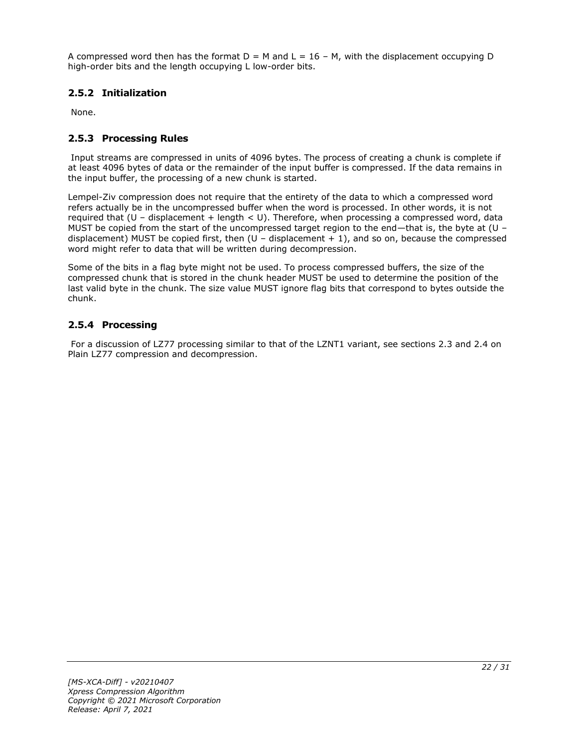A compressed word then has the format D = M and L = 16 – M, with the displacement occupying D high-order bits and the length occupying L low-order bits.

### 2.5.2 Initialization

None.

### 2.5.3 Processing Rules

Input streams are compressed in units of 4096 bytes. The process of creating a chunk is complete if at least 4096 bytes of data or the remainder of the input buffer is compressed. If the data remains in the input buffer, the processing of a new chunk is started.

Lempel-Ziv compression does not require that the entirety of the data to which a compressed word refers actually be in the uncompressed buffer when the word is processed. In other words, it is not required that (U – displacement + length < U). Therefore, when processing a compressed word, data MUST be copied from the start of the uncompressed target region to the end—that is, the byte at (U – displacement) MUST be copied first, then (U – displacement + 1), and so on, because the compressed word might refer to data that will be written during decompression.

Some of the bits in a flag byte might not be used. To process compressed buffers, the size of the compressed chunk that is stored in the chunk header MUST be used to determine the position of the last valid byte in the chunk. The size value MUST ignore flag bits that correspond to bytes outside the chunk.

### 2.5.4 Processing

For a discussion of LZ77 processing similar to that of the LZNT1 variant, see sections 2.3 and 2.4 on Plain LZ77 compression and decompression.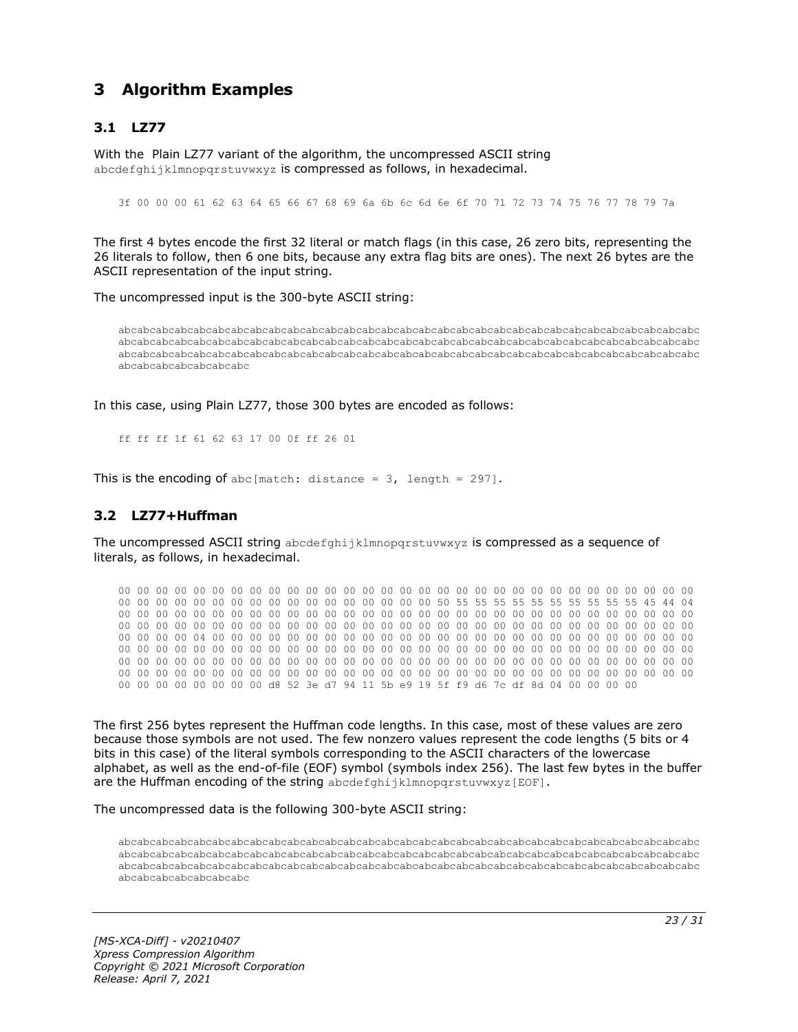# 3 Algorithm Examples

## 3.1 LZ77

With the Plain LZ77 variant of the algorithm, the uncompressed ASCII string `abcdefghijklmnopqrstuvwxyz` is compressed as follows, in hexadecimal.

```
3f 00 00 00 61 62 63 64 65 66 67 68 69 6a 6b 6c 6d 6e 6f 70 71 72 73 74 75 76 77 78 79 7a
```

The first 4 bytes encode the first 32 literal or match flags (in this case, 26 zero bits, representing the 26 literals to follow, then 6 one bits, because any extra flag bits are ones). The next 26 bytes are the ASCII representation of the input string.

The uncompressed input is the 300-byte ASCII string:

```
abcabcabcabcabcabcabcabcabcabcabcabcabcabcabcabcabcabcabcabcabcabcabcabcabcabcabcabcabcabcabcabcabcabc
abcabcabcabcabcabcabcabcabcabcabcabcabcabcabcabcabcabcabcabcabcabcabcabcabcabcabcabcabcabcabcabcabcabc
abcabcabcabcabcabcabcabcabcabcabcabcabcabcabcabcabcabcabcabcabcabcabcabcabcabcabcabcabcabcabcabcabcabc
abcabcabcabcabcabcabc
```

In this case, using Plain LZ77, those 300 bytes are encoded as follows:

```
ff ff ff 1f 61 62 63 17 00 0f ff 26 01
```

This is the encoding of `abc[match: distance = 3, length = 297]`.

## 3.2 LZ77+Huffman

The uncompressed ASCII string `abcdefghijklmnopqrstuvwxyz` is compressed as a sequence of literals, as follows, in hexadecimal.

```
00 00 00 00 00 00 00 00 00 00 00 00 00 00 00 00 00 00 00 00 00 00 00 00 00 00 00 00 00 00 00 00
00 00 00 00 00 00 00 00 00 00 00 00 00 00 00 00 00 00 50 55 55 55 55 55 55 55 55 55 55 45 44 04
00 00 00 00 00 00 00 00 00 00 00 00 00 00 00 00 00 00 00 00 00 00 00 00 00 00 00 00 00 00 00 00
00 00 00 00 00 00 00 00 00 00 00 00 00 00 00 00 00 00 00 00 00 00 00 00 00 00 00 00 00 00 00 00
00 00 00 00 04 00 00 00 00 00 00 00 00 00 00 00 00 00 00 00 00 00 00 00 00 00 00 00 00 00 00 00
00 00 00 00 00 00 00 00 00 00 00 00 00 00 00 00 00 00 00 00 00 00 00 00 00 00 00 00 00 00 00 00
00 00 00 00 00 00 00 00 00 00 00 00 00 00 00 00 00 00 00 00 00 00 00 00 00 00 00 00 00 00 00 00
00 00 00 00 00 00 00 00 00 00 00 00 00 00 00 00 00 00 00 00 00 00 00 00 00 00 00 00 00 00 00 00
00 00 00 00 00 00 00 00 d8 52 3e d7 94 11 5b e9 19 5f f9 d6 7c df 8d 04 00 00 00 00
```

The first 256 bytes represent the Huffman code lengths. In this case, most of these values are zero because those symbols are not used. The few nonzero values represent the code lengths (5 bits or 4 bits in this case) of the literal symbols corresponding to the ASCII characters of the lowercase alphabet, as well as the end-of-file (EOF) symbol (symbols index 256). The last few bytes in the buffer are the Huffman encoding of the string `abcdefghijklmnopqrstuvwxyz[EOF]`.

The uncompressed data is the following 300-byte ASCII string:

```
abcabcabcabcabcabcabcabcabcabcabcabcabcabcabcabcabcabcabcabcabcabcabcabcabcabcabcabcabcabcabcabcabcabc
abcabcabcabcabcabcabcabcabcabcabcabcabcabcabcabcabcabcabcabcabcabcabcabcabcabcabcabcabcabcabcabcabcabc
abcabcabcabcabcabcabcabcabcabcabcabcabcabcabcabcabcabcabcabcabcabcabcabcabcabcabcabcabcabcabcabcabcabc
abcabcabcabcabcabcabc
```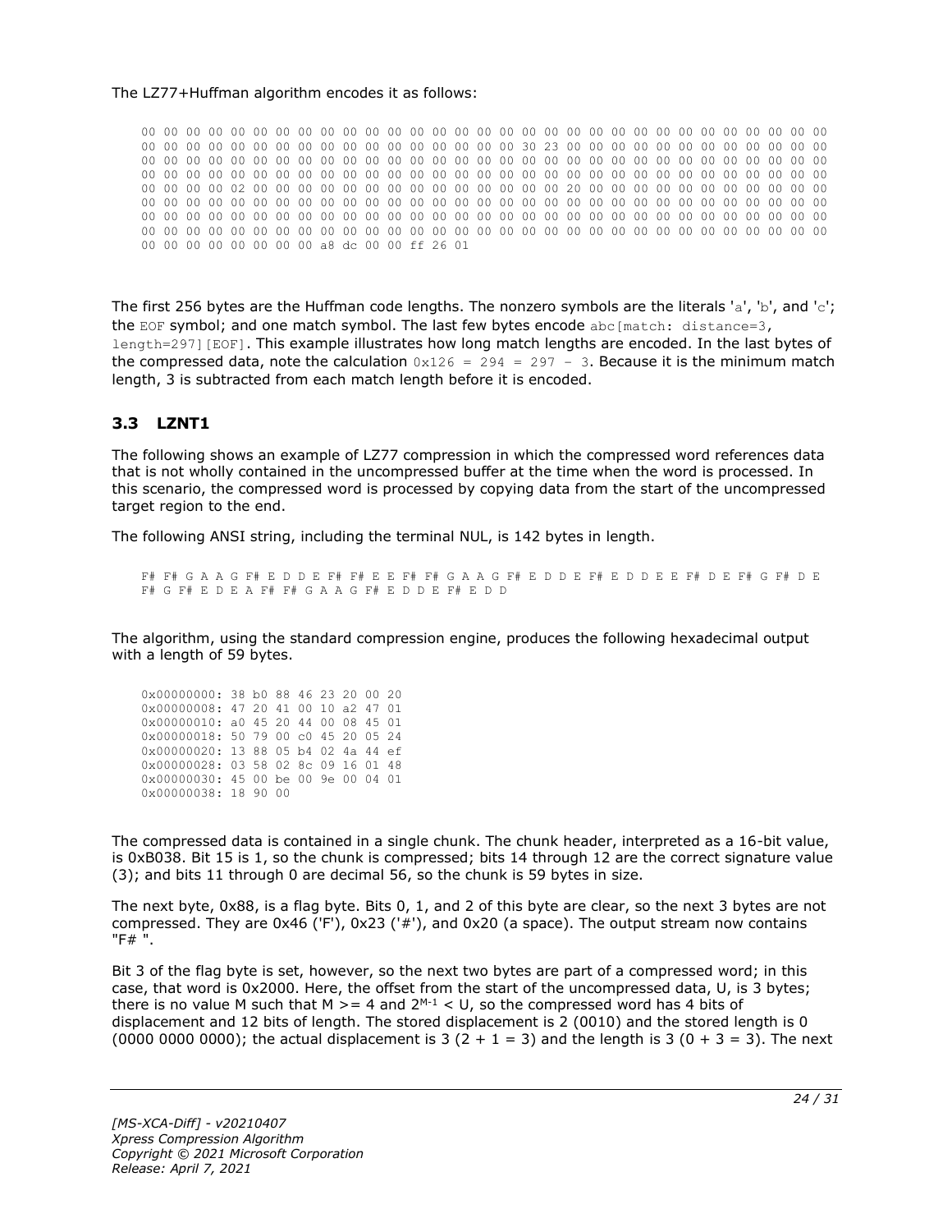The LZ77+Huffman algorithm encodes it as follows:

```
00 00 00 00 00 00 00 00 00 00 00 00 00 00 00 00 00 00 00 00 00 00 00 00 00 00 00 00 00 00 00 00
00 00 00 00 00 00 00 00 00 00 00 00 00 00 00 00 30 23 00 00 00 00 00 00 00 00 00 00 00 00 00 00
00 00 00 00 00 00 00 00 00 00 00 00 00 00 00 00 00 00 00 00 00 00 00 00 00 00 00 00 00 00 00 00
00 00 00 00 00 00 00 00 00 00 00 00 00 00 00 00 00 00 00 00 00 00 00 00 00 00 00 00 00 00 00 00
00 00 00 00 02 00 00 00 00 00 00 00 00 00 00 00 00 00 00 00 20 00 00 00 00 00 00 00 00 00 00 00
00 00 00 00 00 00 00 00 00 00 00 00 00 00 00 00 00 00 00 00 00 00 00 00 00 00 00 00 00 00 00 00
00 00 00 00 00 00 00 00 00 00 00 00 00 00 00 00 00 00 00 00 00 00 00 00 00 00 00 00 00 00 00 00
00 00 00 00 00 00 00 00 00 00 00 00 00 00 00 00 00 00 00 00 00 00 00 00 00 00 00 00 00 00 00 00
00 00 00 00 00 00 00 00 a8 dc 00 00 ff 26 01
```

The first 256 bytes are the Huffman code lengths. The nonzero symbols are the literals 'a', 'b', and 'c'; the EOF symbol; and one match symbol. The last few bytes encode abc[match: distance=3, length=297][EOF]. This example illustrates how long match lengths are encoded. In the last bytes of the compressed data, note the calculation 0x126 = 294 = 297 - 3. Because it is the minimum match length, 3 is subtracted from each match length before it is encoded.

### 3.3 LZNT1

The following shows an example of LZ77 compression in which the compressed word references data that is not wholly contained in the uncompressed buffer at the time when the word is processed. In this scenario, the compressed word is processed by copying data from the start of the uncompressed target region to the end.

The following ANSI string, including the terminal NUL, is 142 bytes in length.

```
F# F# G A A G F# E D D E F# F# E E F# F# G A A G F# E D D E F# E D D E E F# D E F# G F# D E
F# G F# E D E A F# F# G A A G F# E D D E F# E D D
```

The algorithm, using the standard compression engine, produces the following hexadecimal output with a length of 59 bytes.

```
0x00000000: 38 b0 88 46 23 20 00 20
0x00000008: 47 20 41 00 10 a2 47 01
0x00000010: a0 45 20 44 00 08 45 01
0x00000018: 50 79 00 c0 45 20 05 24
0x00000020: 13 88 05 b4 02 4a 44 ef
0x00000028: 03 58 02 8c 09 16 01 48
0x00000030: 45 00 be 00 9e 00 04 01
0x00000038: 18 90 00
```

The compressed data is contained in a single chunk. The chunk header, interpreted as a 16-bit value, is 0xB038. Bit 15 is 1, so the chunk is compressed; bits 14 through 12 are the correct signature value (3); and bits 11 through 0 are decimal 56, so the chunk is 59 bytes in size.

The next byte, 0x88, is a flag byte. Bits 0, 1, and 2 of this byte are clear, so the next 3 bytes are not compressed. They are 0x46 ('F'), 0x23 ('#'), and 0x20 (a space). The output stream now contains "F# ".

Bit 3 of the flag byte is set, however, so the next two bytes are part of a compressed word; in this case, that word is 0x2000. Here, the offset from the start of the uncompressed data, U, is 3 bytes; there is no value M such that M >= 4 and $2^{M-1}$ < U, so the compressed word has 4 bits of displacement and 12 bits of length. The stored displacement is 2 (0010) and the stored length is 0 (0000 0000 0000); the actual displacement is 3 (2 + 1 = 3) and the length is 3 (0 + 3 = 3). The next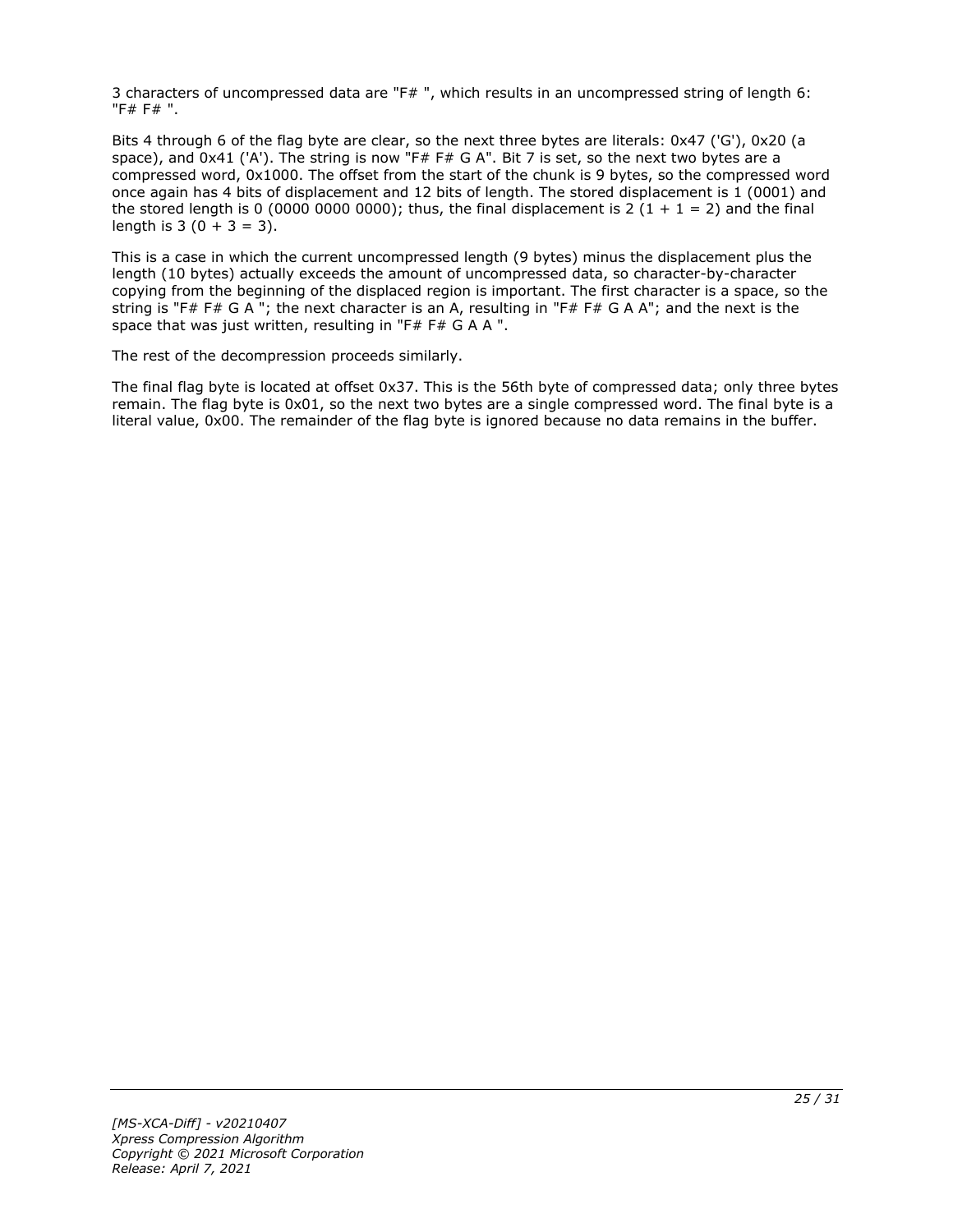3 characters of uncompressed data are "F# ", which results in an uncompressed string of length 6: "F# F# ".

Bits 4 through 6 of the flag byte are clear, so the next three bytes are literals: 0x47 ('G'), 0x20 (a space), and 0x41 ('A'). The string is now "F# F# G A". Bit 7 is set, so the next two bytes are a compressed word, 0x1000. The offset from the start of the chunk is 9 bytes, so the compressed word once again has 4 bits of displacement and 12 bits of length. The stored displacement is 1 (0001) and the stored length is 0 (0000 0000 0000); thus, the final displacement is 2 (1 + 1 = 2) and the final length is 3 (0 + 3 = 3).

This is a case in which the current uncompressed length (9 bytes) minus the displacement plus the length (10 bytes) actually exceeds the amount of uncompressed data, so character-by-character copying from the beginning of the displaced region is important. The first character is a space, so the string is "F# F# G A "; the next character is an A, resulting in "F# F# G A A"; and the next is the space that was just written, resulting in "F# F# G A A ".

The rest of the decompression proceeds similarly.

The final flag byte is located at offset 0x37. This is the 56th byte of compressed data; only three bytes remain. The flag byte is 0x01, so the next two bytes are a single compressed word. The final byte is a literal value, 0x00. The remainder of the flag byte is ignored because no data remains in the buffer.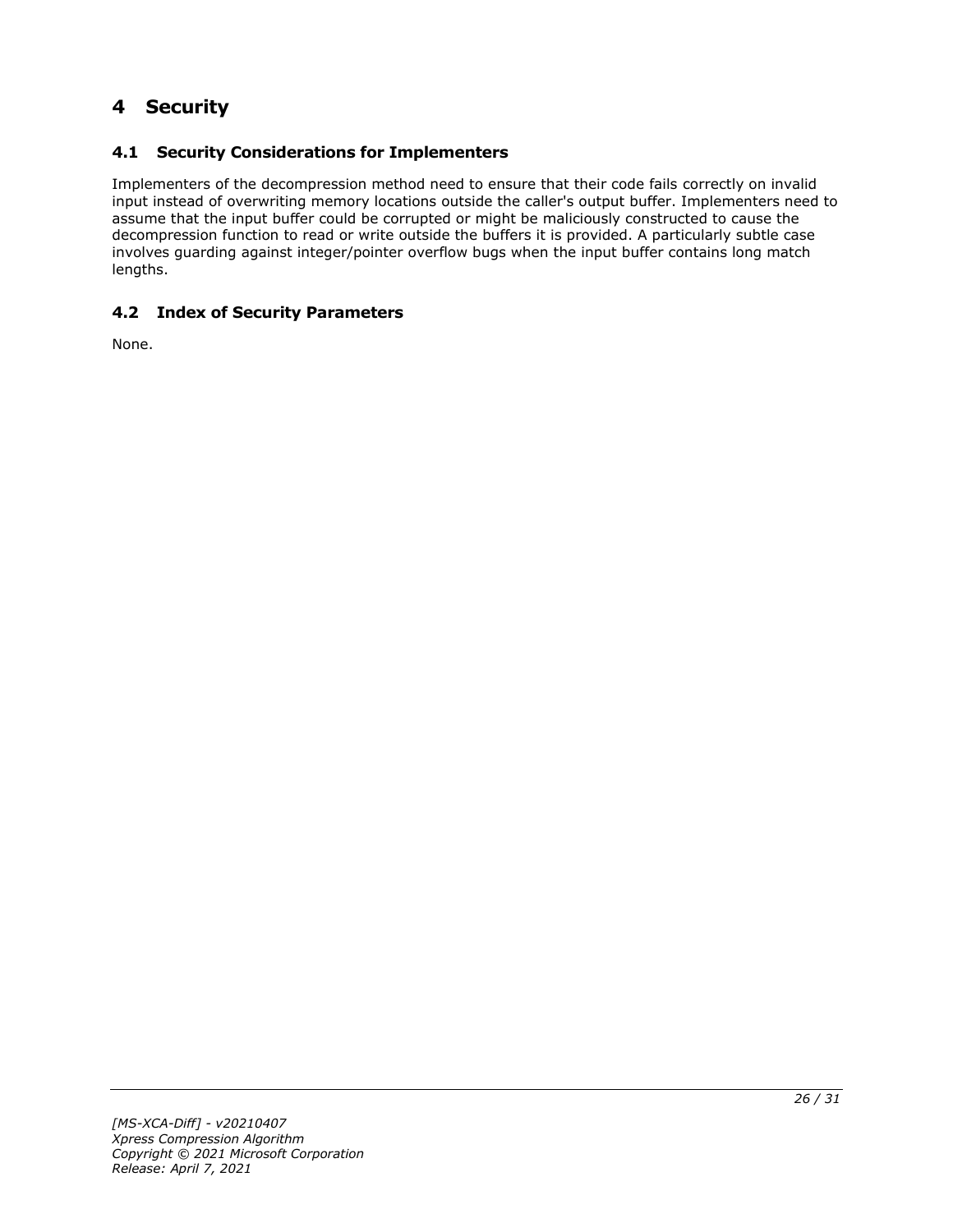# 4 Security

## 4.1 Security Considerations for Implementers

Implementers of the decompression method need to ensure that their code fails correctly on invalid input instead of overwriting memory locations outside the caller's output buffer. Implementers need to assume that the input buffer could be corrupted or might be maliciously constructed to cause the decompression function to read or write outside the buffers it is provided. A particularly subtle case involves guarding against integer/pointer overflow bugs when the input buffer contains long match lengths.

## 4.2 Index of Security Parameters

None.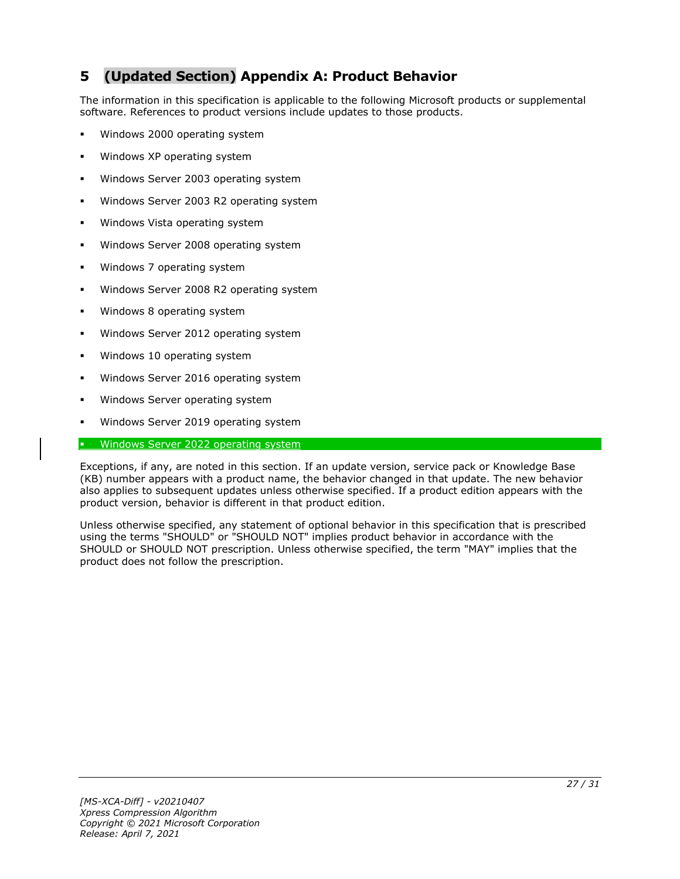# 5 (Updated Section) Appendix A: Product Behavior

The information in this specification is applicable to the following Microsoft products or supplemental software. References to product versions include updates to those products.

- Windows 2000 operating system
- Windows XP operating system
- Windows Server 2003 operating system
- Windows Server 2003 R2 operating system
- Windows Vista operating system
- Windows Server 2008 operating system
- Windows 7 operating system
- Windows Server 2008 R2 operating system
- Windows 8 operating system
- Windows Server 2012 operating system
- Windows 10 operating system
- Windows Server 2016 operating system
- Windows Server operating system
- Windows Server 2019 operating system
- Windows Server 2022 operating system

Exceptions, if any, are noted in this section. If an update version, service pack or Knowledge Base (KB) number appears with a product name, the behavior changed in that update. The new behavior also applies to subsequent updates unless otherwise specified. If a product edition appears with the product version, behavior is different in that product edition.

Unless otherwise specified, any statement of optional behavior in this specification that is prescribed using the terms "SHOULD" or "SHOULD NOT" implies product behavior in accordance with the SHOULD or SHOULD NOT prescription. Unless otherwise specified, the term "MAY" implies that the product does not follow the prescription.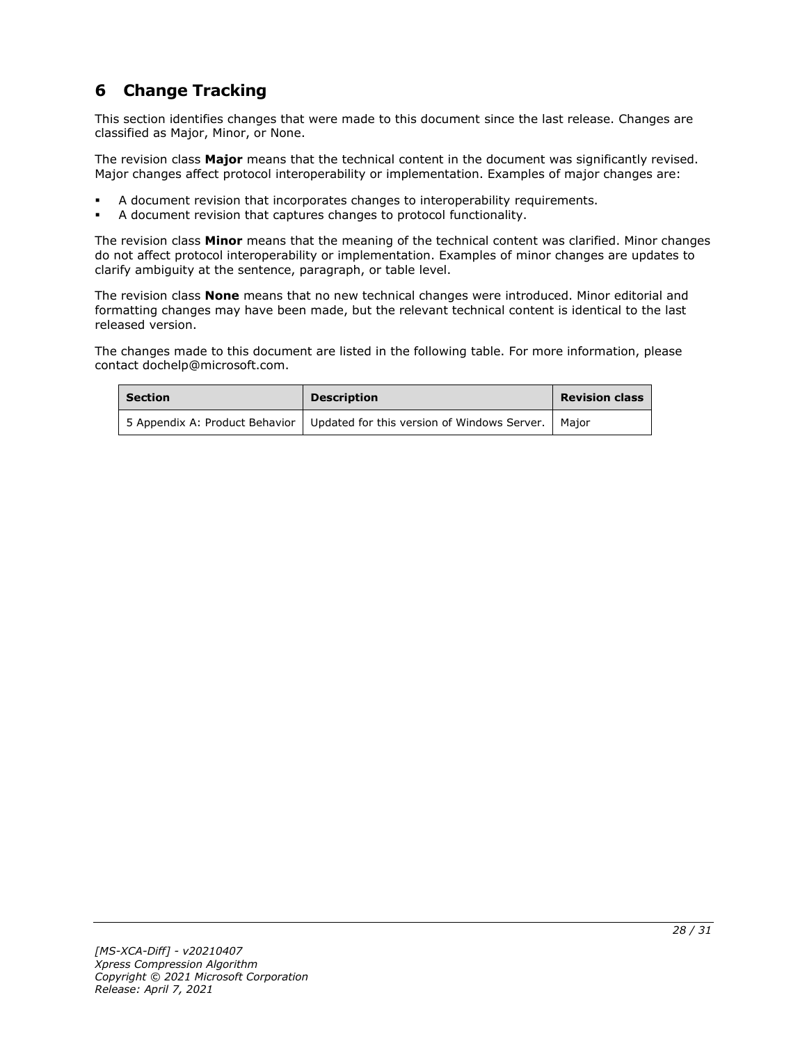# 6 Change Tracking

This section identifies changes that were made to this document since the last release. Changes are classified as Major, Minor, or None.

The revision class **Major** means that the technical content in the document was significantly revised. Major changes affect protocol interoperability or implementation. Examples of major changes are:

- A document revision that incorporates changes to interoperability requirements.
- A document revision that captures changes to protocol functionality.

The revision class **Minor** means that the meaning of the technical content was clarified. Minor changes do not affect protocol interoperability or implementation. Examples of minor changes are updates to clarify ambiguity at the sentence, paragraph, or table level.

The revision class **None** means that no new technical changes were introduced. Minor editorial and formatting changes may have been made, but the relevant technical content is identical to the last released version.

The changes made to this document are listed in the following table. For more information, please contact dochelp@microsoft.com.

| Section | Description | Revision class |
| --- | --- | --- |
| 5 Appendix A: Product Behavior | Updated for this version of Windows Server. | Major |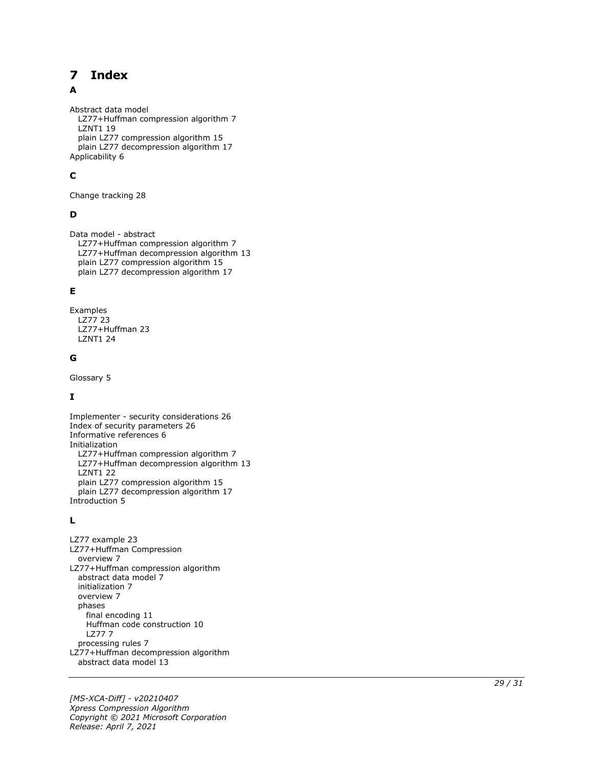# 7 Index

## A

Abstract data model
  LZ77+Huffman compression algorithm 7
  LZNT1 19
  plain LZ77 compression algorithm 15
  plain LZ77 decompression algorithm 17
Applicability 6

## C

Change tracking 28

## D

Data model - abstract
  LZ77+Huffman compression algorithm 7
  LZ77+Huffman decompression algorithm 13
  plain LZ77 compression algorithm 15
  plain LZ77 decompression algorithm 17

## E

Examples
  LZ77 23
  LZ77+Huffman 23
  LZNT1 24

## G

Glossary 5

## I

Implementer - security considerations 26
Index of security parameters 26
Informative references 6
Initialization
  LZ77+Huffman compression algorithm 7
  LZ77+Huffman decompression algorithm 13
  LZNT1 22
  plain LZ77 compression algorithm 15
  plain LZ77 decompression algorithm 17
Introduction 5

## L

LZ77 example 23
LZ77+Huffman Compression
  overview 7
LZ77+Huffman compression algorithm
  abstract data model 7
  initialization 7
  overview 7
  phases
    final encoding 11
    Huffman code construction 10
    LZ77 7
  processing rules 7
LZ77+Huffman decompression algorithm
  abstract data model 13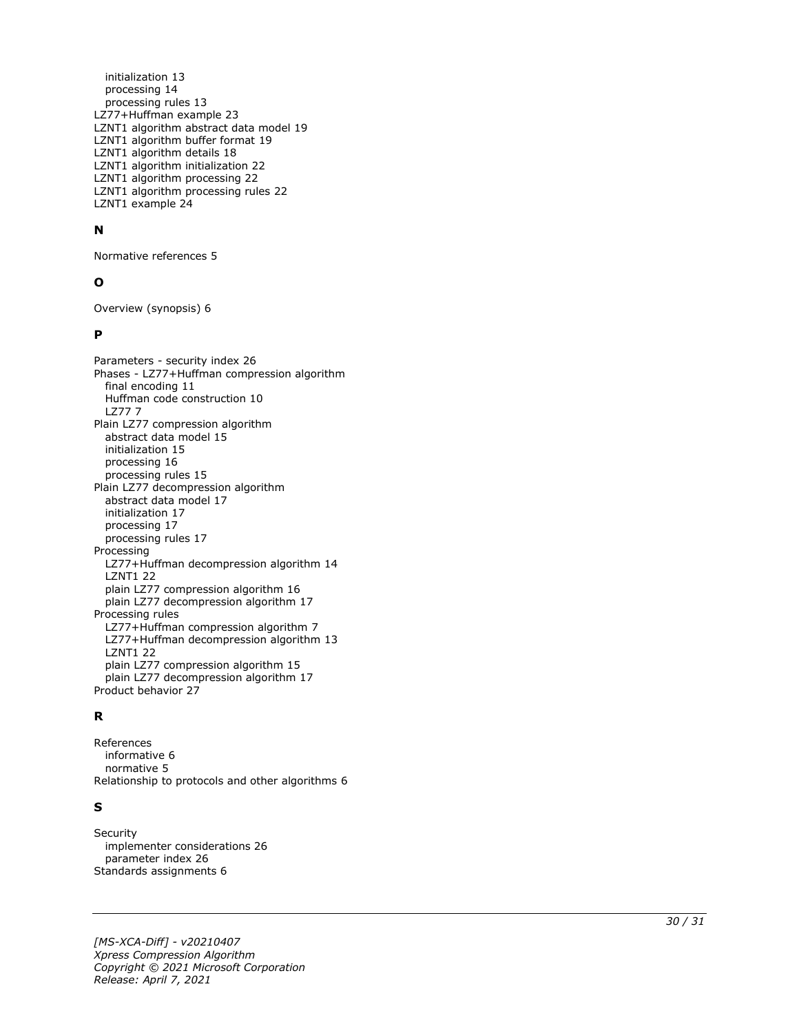initialization 13
processing 14
processing rules 13
LZ77+Huffman example 23
LZNT1 algorithm abstract data model 19
LZNT1 algorithm buffer format 19
LZNT1 algorithm details 18
LZNT1 algorithm initialization 22
LZNT1 algorithm processing 22
LZNT1 algorithm processing rules 22
LZNT1 example 24

## N

Normative references 5

## O

Overview (synopsis) 6

## P

Parameters - security index 26
Phases - LZ77+Huffman compression algorithm
final encoding 11
Huffman code construction 10
LZ77 7
Plain LZ77 compression algorithm
abstract data model 15
initialization 15
processing 16
processing rules 15
Plain LZ77 decompression algorithm
abstract data model 17
initialization 17
processing 17
processing rules 17
Processing
LZ77+Huffman decompression algorithm 14
LZNT1 22
plain LZ77 compression algorithm 16
plain LZ77 decompression algorithm 17
Processing rules
LZ77+Huffman compression algorithm 7
LZ77+Huffman decompression algorithm 13
LZNT1 22
plain LZ77 compression algorithm 15
plain LZ77 decompression algorithm 17
Product behavior 27

## R

References
informative 6
normative 5
Relationship to protocols and other algorithms 6

## S

Security
implementer considerations 26
parameter index 26
Standards assignments 6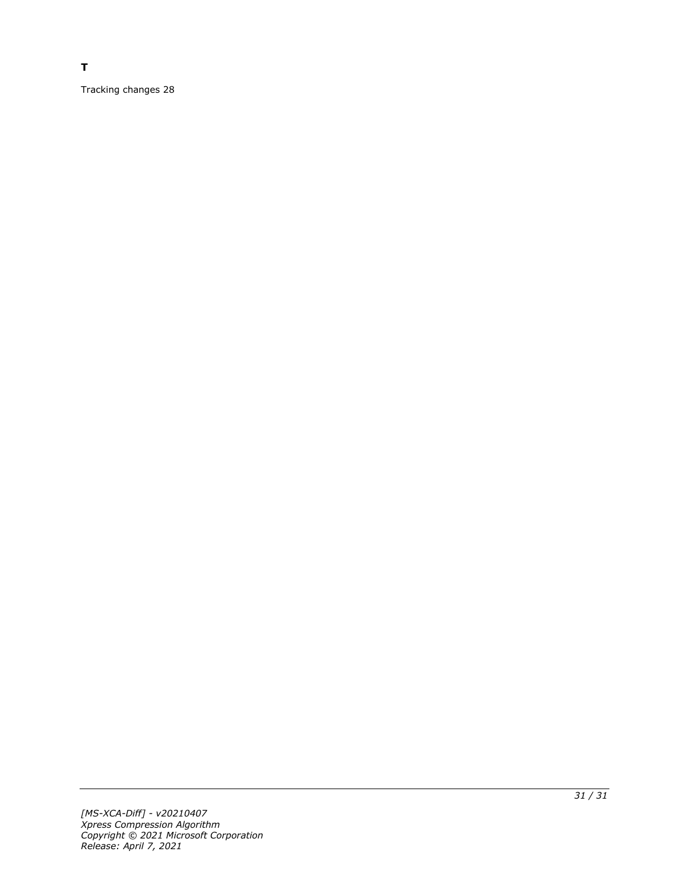**T**

Tracking changes 28